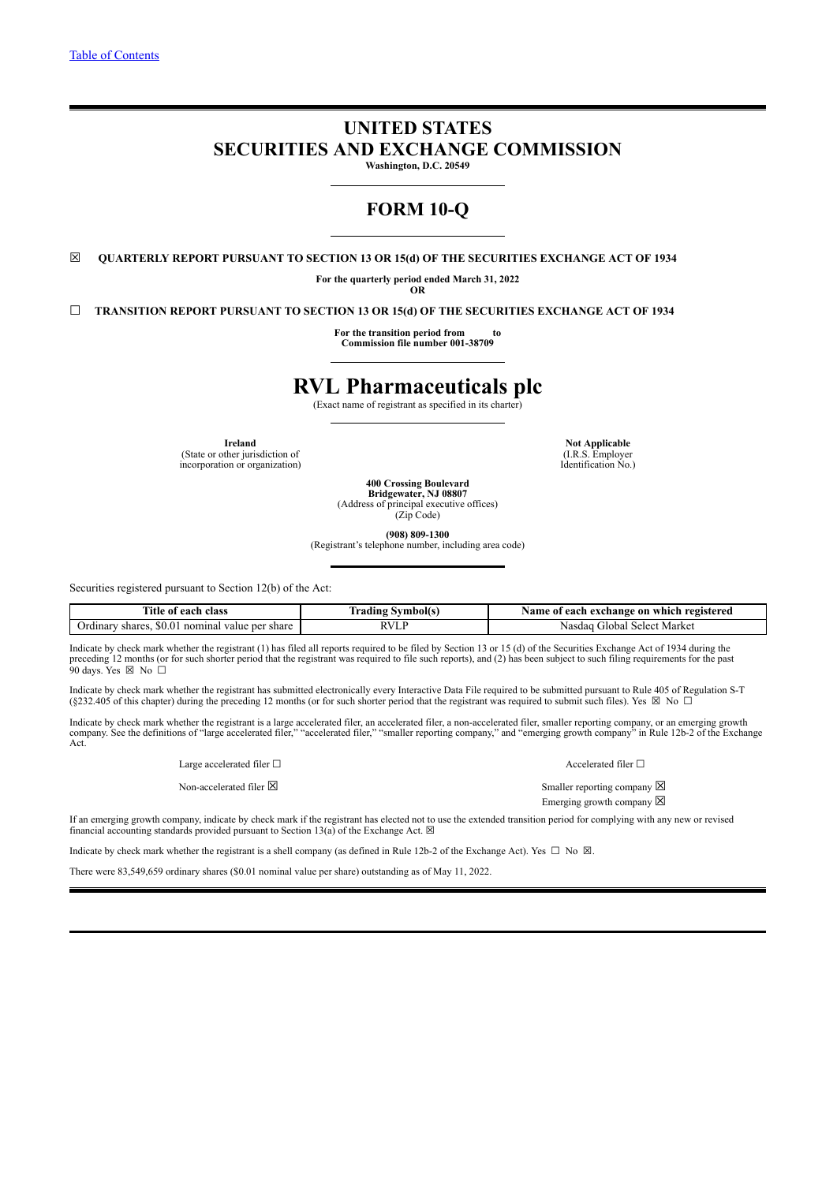[Table of Contents](#)

# UNITED STATES
# SECURITIES AND EXCHANGE COMMISSION

**Washington, D.C. 20549**

## FORM 10-Q

☒ **QUARTERLY REPORT PURSUANT TO SECTION 13 OR 15(d) OF THE SECURITIES EXCHANGE ACT OF 1934**

**For the quarterly period ended March 31, 2022**
**OR**

☐ **TRANSITION REPORT PURSUANT TO SECTION 13 OR 15(d) OF THE SECURITIES EXCHANGE ACT OF 1934**

**For the transition period from to**
**Commission file number 001-38709**

# RVL Pharmaceuticals plc

(Exact name of registrant as specified in its charter)

**Ireland**
(State or other jurisdiction of incorporation or organization)

**Not Applicable**
(I.R.S. Employer Identification No.)

**400 Crossing Boulevard**
**Bridgewater, NJ 08807**
(Address of principal executive offices)
(Zip Code)

**(908) 809-1300**
(Registrant's telephone number, including area code)

Securities registered pursuant to Section 12(b) of the Act:

| Title of each class | Trading Symbol(s) | Name of each exchange on which registered |
|---|---|---|
| Ordinary shares, $0.01 nominal value per share | RVLP | Nasdaq Global Select Market |

Indicate by check mark whether the registrant (1) has filed all reports required to be filed by Section 13 or 15 (d) of the Securities Exchange Act of 1934 during the preceding 12 months (or for such shorter period that the registrant was required to file such reports), and (2) has been subject to such filing requirements for the past 90 days. Yes ☒ No ☐

Indicate by check mark whether the registrant has submitted electronically every Interactive Data File required to be submitted pursuant to Rule 405 of Regulation S-T (§232.405 of this chapter) during the preceding 12 months (or for such shorter period that the registrant was required to submit such files). Yes ☒ No ☐

Indicate by check mark whether the registrant is a large accelerated filer, an accelerated filer, a non-accelerated filer, smaller reporting company, or an emerging growth company. See the definitions of "large accelerated filer," "accelerated filer," "smaller reporting company," and "emerging growth company" in Rule 12b-2 of the Exchange Act.

Large accelerated filer ☐
Accelerated filer ☐
Non-accelerated filer ☒
Smaller reporting company ☒
Emerging growth company ☒

If an emerging growth company, indicate by check mark if the registrant has elected not to use the extended transition period for complying with any new or revised financial accounting standards provided pursuant to Section 13(a) of the Exchange Act. ☒

Indicate by check mark whether the registrant is a shell company (as defined in Rule 12b-2 of the Exchange Act). Yes ☐ No ☒.

There were 83,549,659 ordinary shares ($0.01 nominal value per share) outstanding as of May 11, 2022.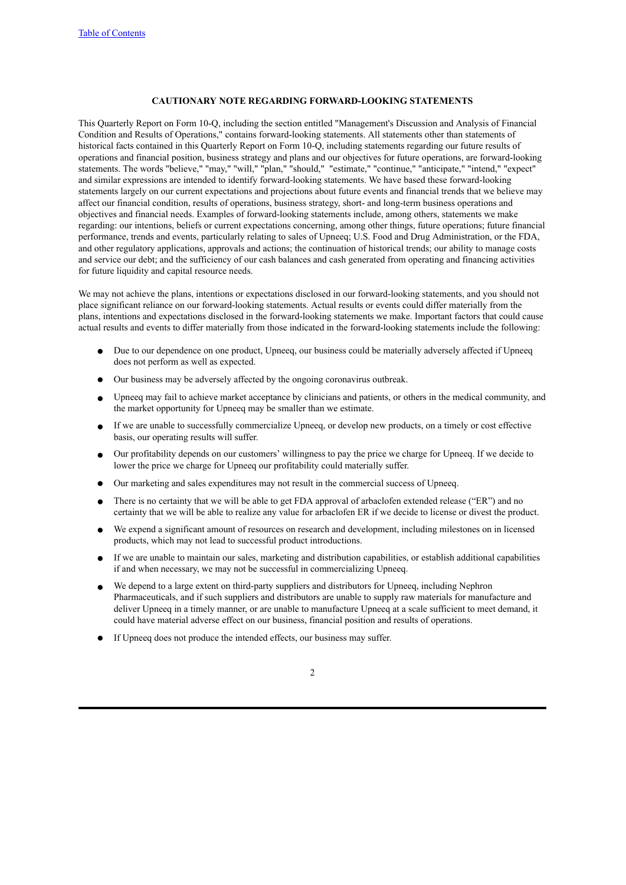[Table of Contents](#)

## CAUTIONARY NOTE REGARDING FORWARD-LOOKING STATEMENTS

This Quarterly Report on Form 10-Q, including the section entitled "Management's Discussion and Analysis of Financial Condition and Results of Operations," contains forward-looking statements. All statements other than statements of historical facts contained in this Quarterly Report on Form 10-Q, including statements regarding our future results of operations and financial position, business strategy and plans and our objectives for future operations, are forward-looking statements. The words "believe," "may," "will," "plan," "should," "estimate," "continue," "anticipate," "intend," "expect" and similar expressions are intended to identify forward-looking statements. We have based these forward-looking statements largely on our current expectations and projections about future events and financial trends that we believe may affect our financial condition, results of operations, business strategy, short- and long-term business operations and objectives and financial needs. Examples of forward-looking statements include, among others, statements we make regarding: our intentions, beliefs or current expectations concerning, among other things, future operations; future financial performance, trends and events, particularly relating to sales of Upneeq; U.S. Food and Drug Administration, or the FDA, and other regulatory applications, approvals and actions; the continuation of historical trends; our ability to manage costs and service our debt; and the sufficiency of our cash balances and cash generated from operating and financing activities for future liquidity and capital resource needs.

We may not achieve the plans, intentions or expectations disclosed in our forward-looking statements, and you should not place significant reliance on our forward-looking statements. Actual results or events could differ materially from the plans, intentions and expectations disclosed in the forward-looking statements we make. Important factors that could cause actual results and events to differ materially from those indicated in the forward-looking statements include the following:

- Due to our dependence on one product, Upneeq, our business could be materially adversely affected if Upneeq does not perform as well as expected.
- Our business may be adversely affected by the ongoing coronavirus outbreak.
- Upneeq may fail to achieve market acceptance by clinicians and patients, or others in the medical community, and the market opportunity for Upneeq may be smaller than we estimate.
- If we are unable to successfully commercialize Upneeq, or develop new products, on a timely or cost effective basis, our operating results will suffer.
- Our profitability depends on our customers' willingness to pay the price we charge for Upneeq. If we decide to lower the price we charge for Upneeq our profitability could materially suffer.
- Our marketing and sales expenditures may not result in the commercial success of Upneeq.
- There is no certainty that we will be able to get FDA approval of arbaclofen extended release ("ER") and no certainty that we will be able to realize any value for arbaclofen ER if we decide to license or divest the product.
- We expend a significant amount of resources on research and development, including milestones on in licensed products, which may not lead to successful product introductions.
- If we are unable to maintain our sales, marketing and distribution capabilities, or establish additional capabilities if and when necessary, we may not be successful in commercializing Upneeq.
- We depend to a large extent on third-party suppliers and distributors for Upneeq, including Nephron Pharmaceuticals, and if such suppliers and distributors are unable to supply raw materials for manufacture and deliver Upneeq in a timely manner, or are unable to manufacture Upneeq at a scale sufficient to meet demand, it could have material adverse effect on our business, financial position and results of operations.
- If Upneeq does not produce the intended effects, our business may suffer.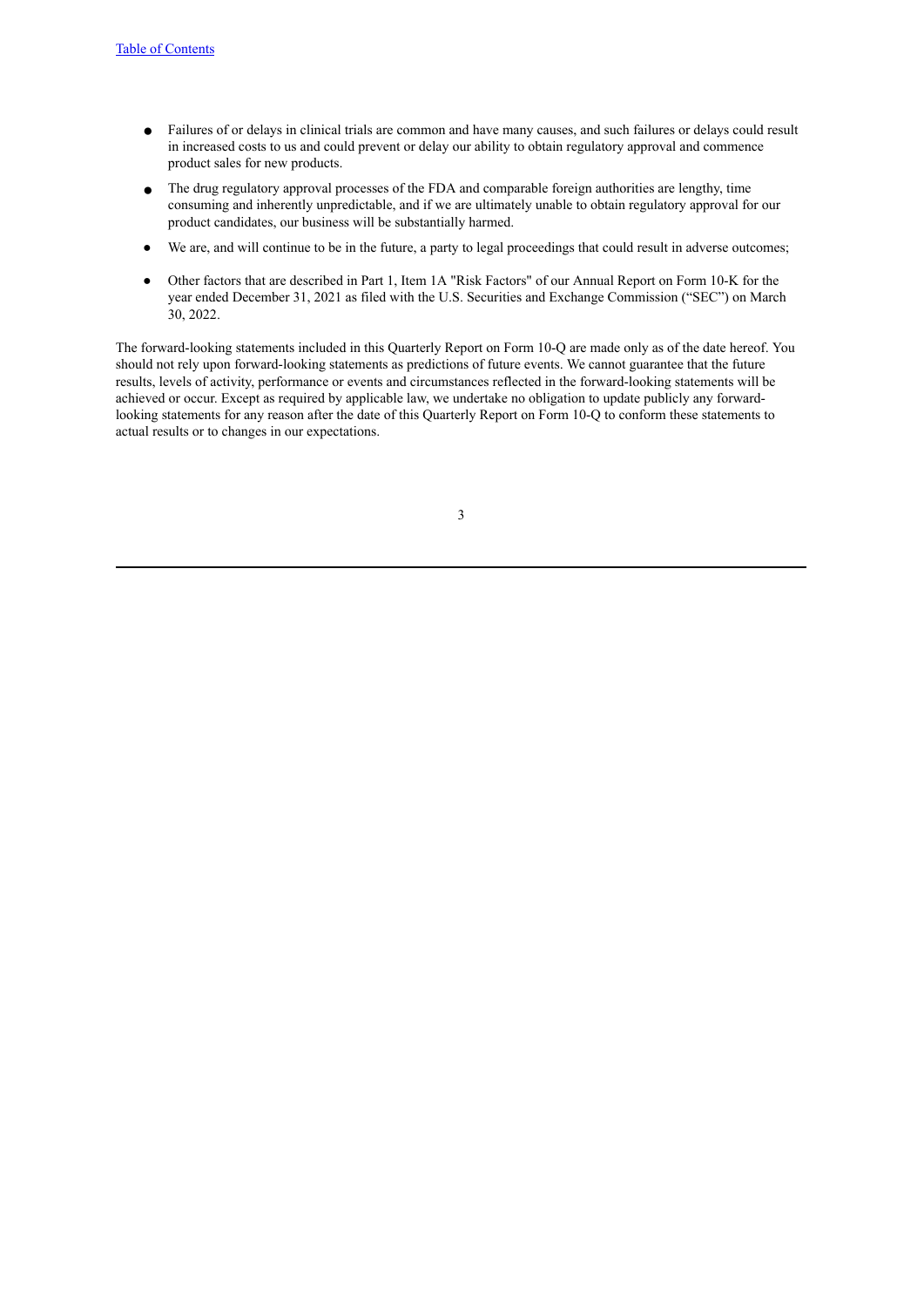- Failures of or delays in clinical trials are common and have many causes, and such failures or delays could result in increased costs to us and could prevent or delay our ability to obtain regulatory approval and commence product sales for new products.
- The drug regulatory approval processes of the FDA and comparable foreign authorities are lengthy, time consuming and inherently unpredictable, and if we are ultimately unable to obtain regulatory approval for our product candidates, our business will be substantially harmed.
- We are, and will continue to be in the future, a party to legal proceedings that could result in adverse outcomes;
- Other factors that are described in Part 1, Item 1A "Risk Factors" of our Annual Report on Form 10-K for the year ended December 31, 2021 as filed with the U.S. Securities and Exchange Commission ("SEC") on March 30, 2022.

The forward-looking statements included in this Quarterly Report on Form 10-Q are made only as of the date hereof. You should not rely upon forward-looking statements as predictions of future events. We cannot guarantee that the future results, levels of activity, performance or events and circumstances reflected in the forward-looking statements will be achieved or occur. Except as required by applicable law, we undertake no obligation to update publicly any forward-looking statements for any reason after the date of this Quarterly Report on Form 10-Q to conform these statements to actual results or to changes in our expectations.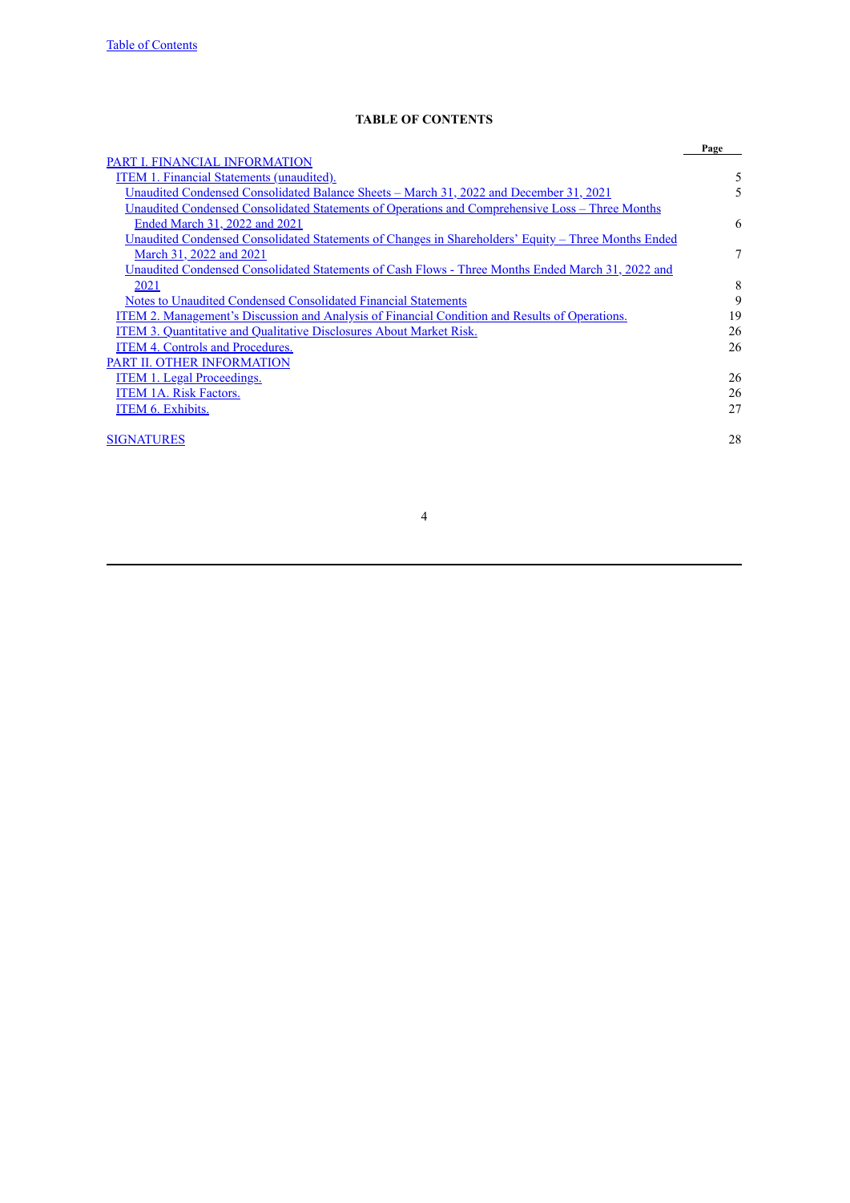## TABLE OF CONTENTS

| | Page |
|---|---|
| PART I. FINANCIAL INFORMATION | |
| ITEM 1. Financial Statements (unaudited). | 5 |
| Unaudited Condensed Consolidated Balance Sheets – March 31, 2022 and December 31, 2021 | 5 |
| Unaudited Condensed Consolidated Statements of Operations and Comprehensive Loss – Three Months Ended March 31, 2022 and 2021 | 6 |
| Unaudited Condensed Consolidated Statements of Changes in Shareholders' Equity – Three Months Ended March 31, 2022 and 2021 | 7 |
| Unaudited Condensed Consolidated Statements of Cash Flows - Three Months Ended March 31, 2022 and 2021 | 8 |
| Notes to Unaudited Condensed Consolidated Financial Statements | 9 |
| ITEM 2. Management's Discussion and Analysis of Financial Condition and Results of Operations. | 19 |
| ITEM 3. Quantitative and Qualitative Disclosures About Market Risk. | 26 |
| ITEM 4. Controls and Procedures. | 26 |
| PART II. OTHER INFORMATION | |
| ITEM 1. Legal Proceedings. | 26 |
| ITEM 1A. Risk Factors. | 26 |
| ITEM 6. Exhibits. | 27 |
| SIGNATURES | 28 |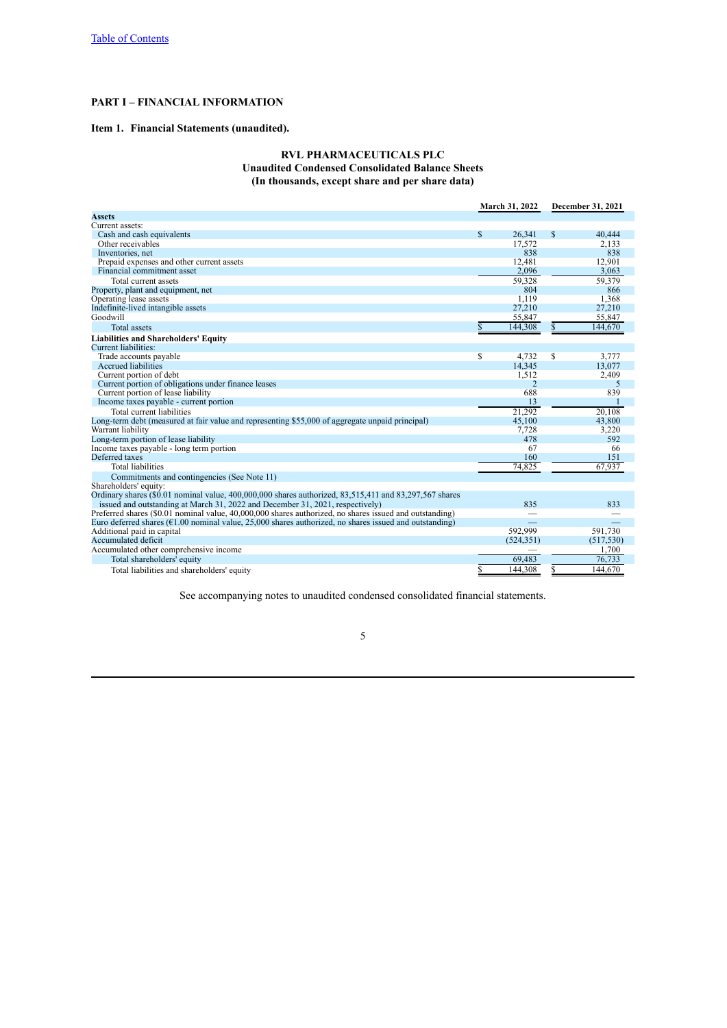[Table of Contents](#)

# PART I – FINANCIAL INFORMATION

## Item 1. Financial Statements (unaudited).

### RVL PHARMACEUTICALS PLC
### Unaudited Condensed Consolidated Balance Sheets
### (In thousands, except share and per share data)

| | March 31, 2022 | December 31, 2021 |
|---|---|---|
| **Assets** | | |
| Current assets: | | |
| Cash and cash equivalents | $ 26,341 | $ 40,444 |
| Other receivables | 17,572 | 2,133 |
| Inventories, net | 838 | 838 |
| Prepaid expenses and other current assets | 12,481 | 12,901 |
| Financial commitment asset | 2,096 | 3,063 |
| Total current assets | 59,328 | 59,379 |
| Property, plant and equipment, net | 804 | 866 |
| Operating lease assets | 1,119 | 1,368 |
| Indefinite-lived intangible assets | 27,210 | 27,210 |
| Goodwill | 55,847 | 55,847 |
| Total assets | $ 144,308 | $ 144,670 |
| **Liabilities and Shareholders' Equity** | | |
| Current liabilities: | | |
| Trade accounts payable | $ 4,732 | $ 3,777 |
| Accrued liabilities | 14,345 | 13,077 |
| Current portion of debt | 1,512 | 2,409 |
| Current portion of obligations under finance leases | 2 | 5 |
| Current portion of lease liability | 688 | 839 |
| Income taxes payable - current portion | 13 | 1 |
| Total current liabilities | 21,292 | 20,108 |
| Long-term debt (measured at fair value and representing $55,000 of aggregate unpaid principal) | 45,100 | 43,800 |
| Warrant liability | 7,728 | 3,220 |
| Long-term portion of lease liability | 478 | 592 |
| Income taxes payable - long term portion | 67 | 66 |
| Deferred taxes | 160 | 151 |
| Total liabilities | 74,825 | 67,937 |
| Commitments and contingencies (See Note 11) | | |
| Shareholders' equity: | | |
| Ordinary shares ($0.01 nominal value, 400,000,000 shares authorized, 83,515,411 and 83,297,567 shares issued and outstanding at March 31, 2022 and December 31, 2021, respectively) | 835 | 833 |
| Preferred shares ($0.01 nominal value, 40,000,000 shares authorized, no shares issued and outstanding) | — | — |
| Euro deferred shares (€1.00 nominal value, 25,000 shares authorized, no shares issued and outstanding) | — | — |
| Additional paid in capital | 592,999 | 591,730 |
| Accumulated deficit | (524,351) | (517,530) |
| Accumulated other comprehensive income | — | 1,700 |
| Total shareholders' equity | 69,483 | 76,733 |
| Total liabilities and shareholders' equity | $ 144,308 | $ 144,670 |

See accompanying notes to unaudited condensed consolidated financial statements.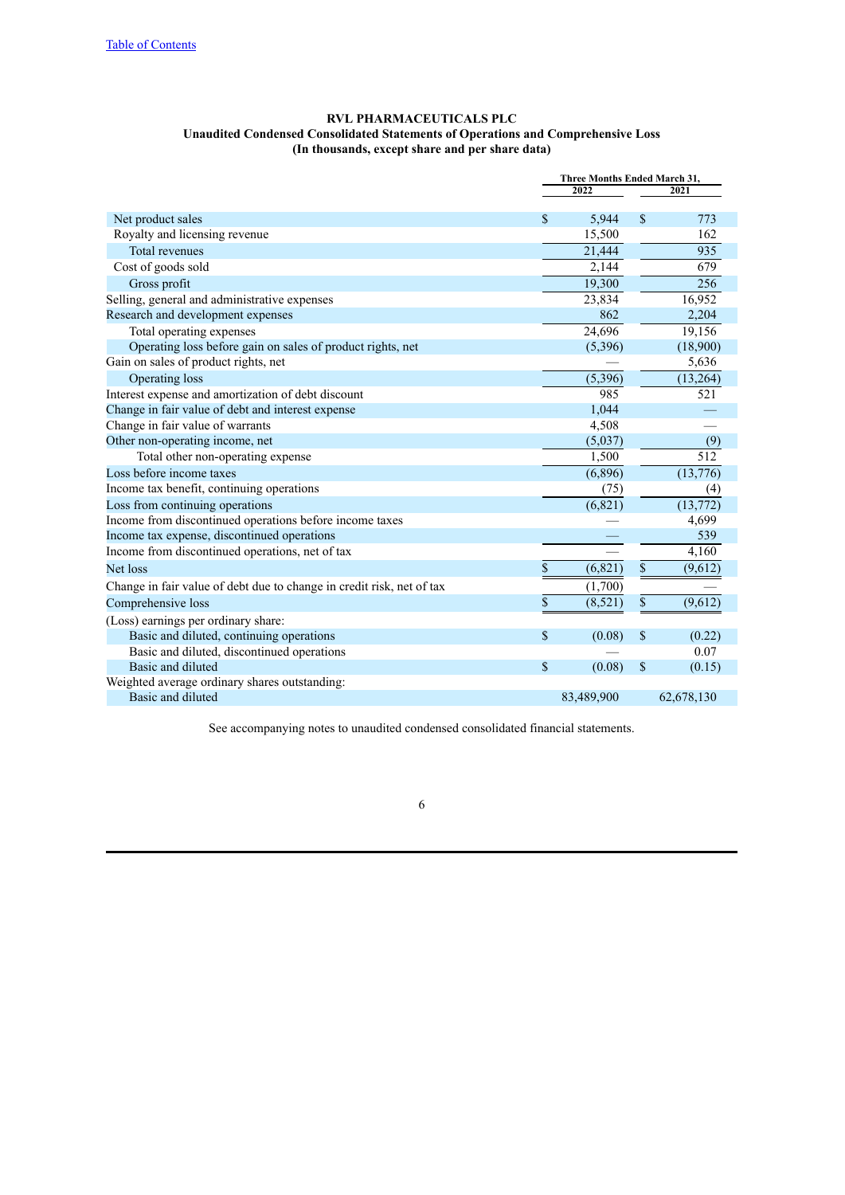[Table of Contents](#)

**RVL PHARMACEUTICALS PLC**
**Unaudited Condensed Consolidated Statements of Operations and Comprehensive Loss**
**(In thousands, except share and per share data)**

| | Three Months Ended March 31, | |
|---|---|---|
| | 2022 | 2021 |
| Net product sales | $ 5,944 | $ 773 |
| Royalty and licensing revenue | 15,500 | 162 |
| Total revenues | 21,444 | 935 |
| Cost of goods sold | 2,144 | 679 |
| Gross profit | 19,300 | 256 |
| Selling, general and administrative expenses | 23,834 | 16,952 |
| Research and development expenses | 862 | 2,204 |
| Total operating expenses | 24,696 | 19,156 |
| Operating loss before gain on sales of product rights, net | (5,396) | (18,900) |
| Gain on sales of product rights, net | — | 5,636 |
| Operating loss | (5,396) | (13,264) |
| Interest expense and amortization of debt discount | 985 | 521 |
| Change in fair value of debt and interest expense | 1,044 | — |
| Change in fair value of warrants | 4,508 | — |
| Other non-operating income, net | (5,037) | (9) |
| Total other non-operating expense | 1,500 | 512 |
| Loss before income taxes | (6,896) | (13,776) |
| Income tax benefit, continuing operations | (75) | (4) |
| Loss from continuing operations | (6,821) | (13,772) |
| Income from discontinued operations before income taxes | — | 4,699 |
| Income tax expense, discontinued operations | — | 539 |
| Income from discontinued operations, net of tax | — | 4,160 |
| Net loss | $ (6,821) | $ (9,612) |
| Change in fair value of debt due to change in credit risk, net of tax | (1,700) | — |
| Comprehensive loss | $ (8,521) | $ (9,612) |
| (Loss) earnings per ordinary share: | | |
| Basic and diluted, continuing operations | $ (0.08) | $ (0.22) |
| Basic and diluted, discontinued operations | — | 0.07 |
| Basic and diluted | $ (0.08) | $ (0.15) |
| Weighted average ordinary shares outstanding: | | |
| Basic and diluted | 83,489,900 | 62,678,130 |

See accompanying notes to unaudited condensed consolidated financial statements.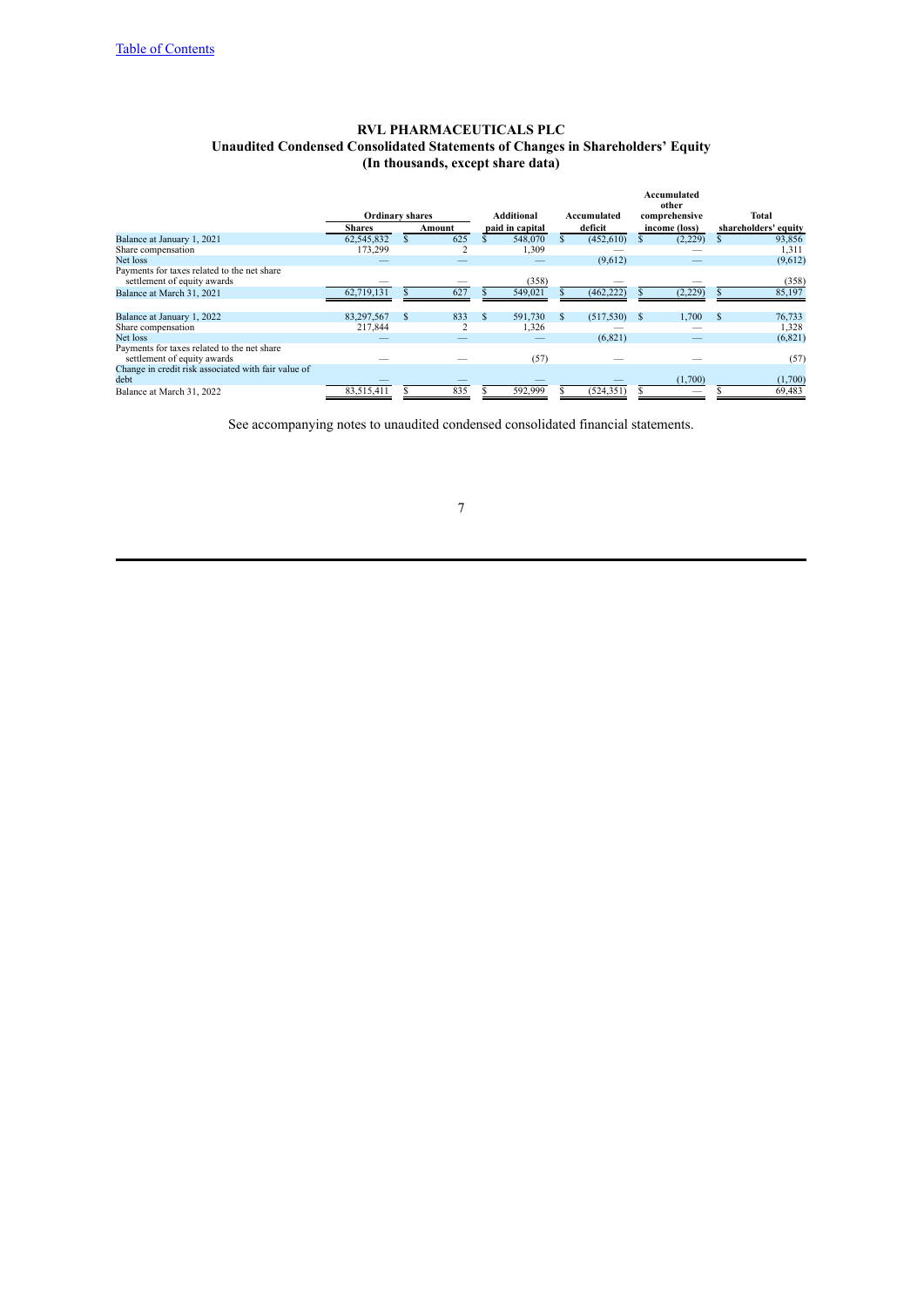[Table of Contents](#)

# RVL PHARMACEUTICALS PLC
## Unaudited Condensed Consolidated Statements of Changes in Shareholders' Equity
### (In thousands, except share data)

| | Ordinary shares | | Additional | Accumulated | Accumulated other comprehensive | Total |
|---|---|---|---|---|---|---|
| | Shares | Amount | paid in capital | deficit | income (loss) | shareholders' equity |
| Balance at January 1, 2021 | 62,545,832 | $ 625 | $ 548,070 | $ (452,610) | $ (2,229) | $ 93,856 |
| Share compensation | 173,299 | 2 | 1,309 | — | — | 1,311 |
| Net loss | — | — | — | (9,612) | — | (9,612) |
| Payments for taxes related to the net share settlement of equity awards | — | — | (358) | — | — | (358) |
| Balance at March 31, 2021 | 62,719,131 | $ 627 | $ 549,021 | $ (462,222) | $ (2,229) | $ 85,197 |
| | | | | | | |
| Balance at January 1, 2022 | 83,297,567 | $ 833 | $ 591,730 | $ (517,530) | $ 1,700 | $ 76,733 |
| Share compensation | 217,844 | 2 | 1,326 | — | — | 1,328 |
| Net loss | — | — | — | (6,821) | — | (6,821) |
| Payments for taxes related to the net share settlement of equity awards | — | — | (57) | — | — | (57) |
| Change in credit risk associated with fair value of debt | — | — | — | — | (1,700) | (1,700) |
| Balance at March 31, 2022 | 83,515,411 | $ 835 | $ 592,999 | $ (524,351) | $ — | $ 69,483 |

See accompanying notes to unaudited condensed consolidated financial statements.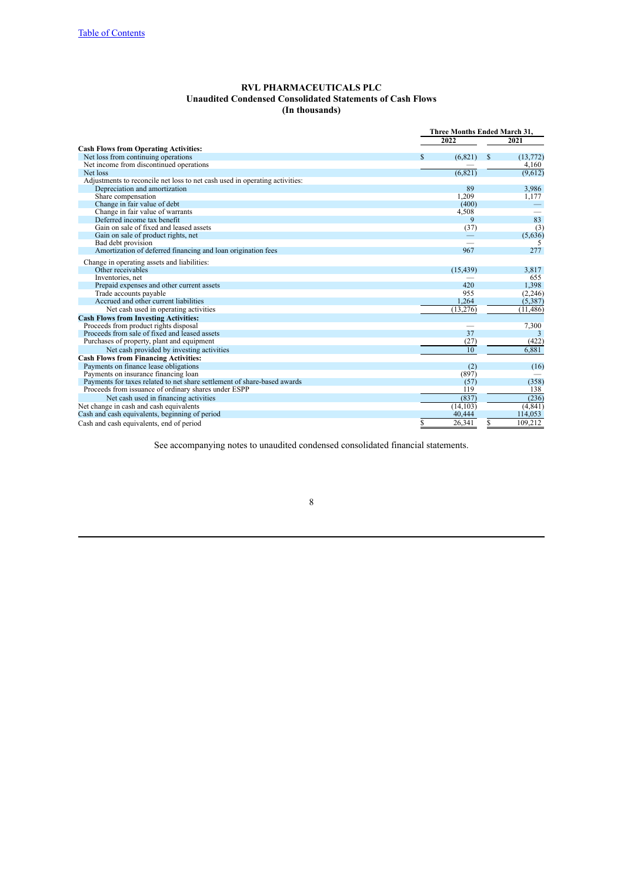[Table of Contents]

**RVL PHARMACEUTICALS PLC**
**Unaudited Condensed Consolidated Statements of Cash Flows**
**(In thousands)**

| | Three Months Ended March 31, | |
|---|---|---|
| | 2022 | 2021 |
| **Cash Flows from Operating Activities:** | | |
| Net loss from continuing operations | $ (6,821) | $ (13,772) |
| Net income from discontinued operations | — | 4,160 |
| Net loss | (6,821) | (9,612) |
| Adjustments to reconcile net loss to net cash used in operating activities: | | |
| Depreciation and amortization | 89 | 3,986 |
| Share compensation | 1,209 | 1,177 |
| Change in fair value of debt | (400) | — |
| Change in fair value of warrants | 4,508 | — |
| Deferred income tax benefit | 9 | 83 |
| Gain on sale of fixed and leased assets | (37) | (3) |
| Gain on sale of product rights, net | — | (5,636) |
| Bad debt provision | — | 5 |
| Amortization of deferred financing and loan origination fees | 967 | 277 |
| Change in operating assets and liabilities: | | |
| Other receivables | (15,439) | 3,817 |
| Inventories, net | — | 655 |
| Prepaid expenses and other current assets | 420 | 1,398 |
| Trade accounts payable | 955 | (2,246) |
| Accrued and other current liabilities | 1,264 | (5,387) |
| Net cash used in operating activities | (13,276) | (11,486) |
| **Cash Flows from Investing Activities:** | | |
| Proceeds from product rights disposal | — | 7,300 |
| Proceeds from sale of fixed and leased assets | 37 | 3 |
| Purchases of property, plant and equipment | (27) | (422) |
| Net cash provided by investing activities | 10 | 6,881 |
| **Cash Flows from Financing Activities:** | | |
| Payments on finance lease obligations | (2) | (16) |
| Payments on insurance financing loan | (897) | — |
| Payments for taxes related to net share settlement of share-based awards | (57) | (358) |
| Proceeds from issuance of ordinary shares under ESPP | 119 | 138 |
| Net cash used in financing activities | (837) | (236) |
| Net change in cash and cash equivalents | (14,103) | (4,841) |
| Cash and cash equivalents, beginning of period | 40,444 | 114,053 |
| Cash and cash equivalents, end of period | $ 26,341 | $ 109,212 |

See accompanying notes to unaudited condensed consolidated financial statements.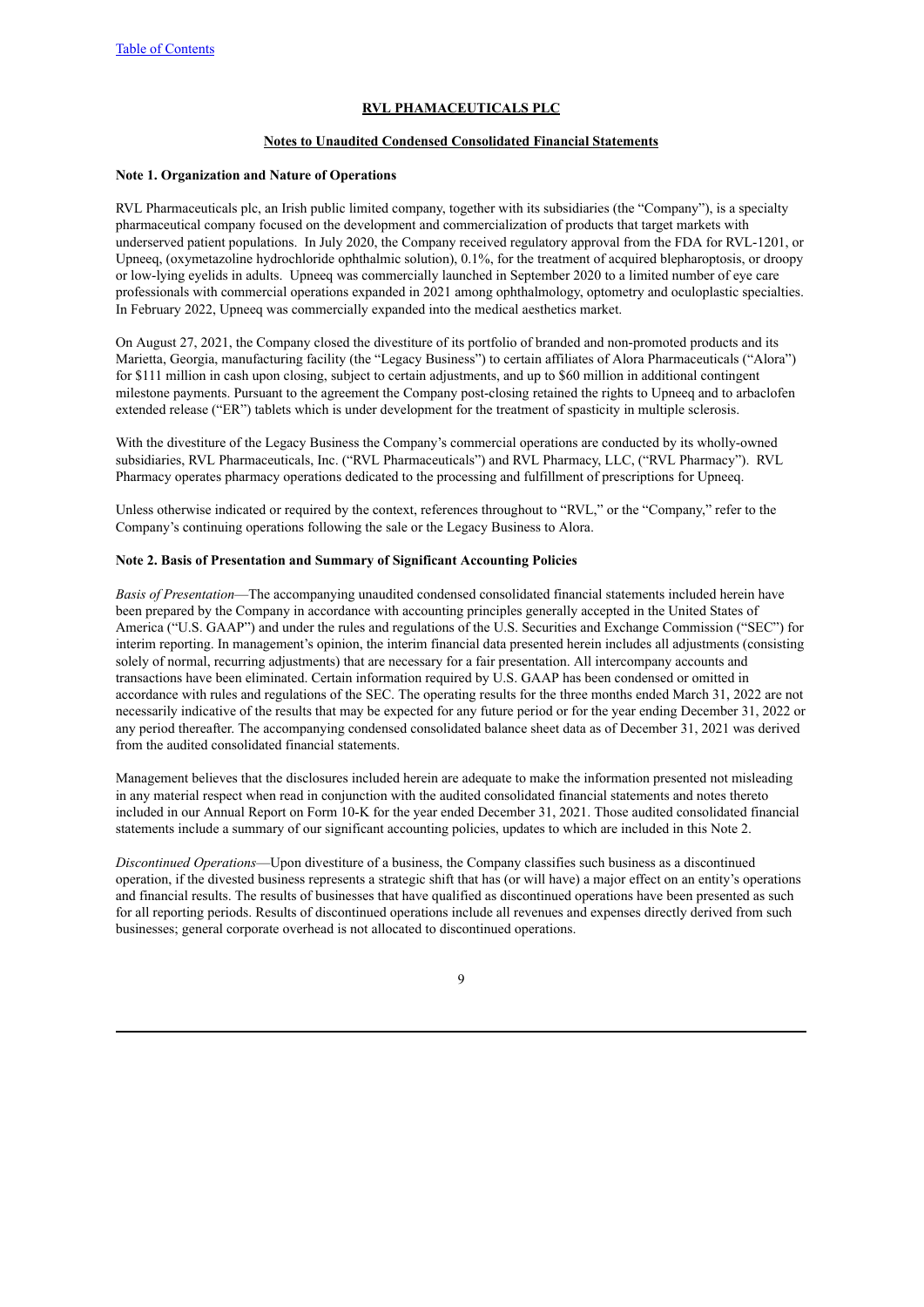[Table of Contents](#)

**RVL PHAMACEUTICALS PLC**

**Notes to Unaudited Condensed Consolidated Financial Statements**

**Note 1. Organization and Nature of Operations**

RVL Pharmaceuticals plc, an Irish public limited company, together with its subsidiaries (the "Company"), is a specialty pharmaceutical company focused on the development and commercialization of products that target markets with underserved patient populations. In July 2020, the Company received regulatory approval from the FDA for RVL-1201, or Upneeq, (oxymetazoline hydrochloride ophthalmic solution), 0.1%, for the treatment of acquired blepharoptosis, or droopy or low-lying eyelids in adults. Upneeq was commercially launched in September 2020 to a limited number of eye care professionals with commercial operations expanded in 2021 among ophthalmology, optometry and oculoplastic specialties. In February 2022, Upneeq was commercially expanded into the medical aesthetics market.

On August 27, 2021, the Company closed the divestiture of its portfolio of branded and non-promoted products and its Marietta, Georgia, manufacturing facility (the "Legacy Business") to certain affiliates of Alora Pharmaceuticals ("Alora") for $111 million in cash upon closing, subject to certain adjustments, and up to $60 million in additional contingent milestone payments. Pursuant to the agreement the Company post-closing retained the rights to Upneeq and to arbaclofen extended release ("ER") tablets which is under development for the treatment of spasticity in multiple sclerosis.

With the divestiture of the Legacy Business the Company's commercial operations are conducted by its wholly-owned subsidiaries, RVL Pharmaceuticals, Inc. ("RVL Pharmaceuticals") and RVL Pharmacy, LLC, ("RVL Pharmacy"). RVL Pharmacy operates pharmacy operations dedicated to the processing and fulfillment of prescriptions for Upneeq.

Unless otherwise indicated or required by the context, references throughout to "RVL," or the "Company," refer to the Company's continuing operations following the sale or the Legacy Business to Alora.

**Note 2. Basis of Presentation and Summary of Significant Accounting Policies**

*Basis of Presentation*—The accompanying unaudited condensed consolidated financial statements included herein have been prepared by the Company in accordance with accounting principles generally accepted in the United States of America ("U.S. GAAP") and under the rules and regulations of the U.S. Securities and Exchange Commission ("SEC") for interim reporting. In management's opinion, the interim financial data presented herein includes all adjustments (consisting solely of normal, recurring adjustments) that are necessary for a fair presentation. All intercompany accounts and transactions have been eliminated. Certain information required by U.S. GAAP has been condensed or omitted in accordance with rules and regulations of the SEC. The operating results for the three months ended March 31, 2022 are not necessarily indicative of the results that may be expected for any future period or for the year ending December 31, 2022 or any period thereafter. The accompanying condensed consolidated balance sheet data as of December 31, 2021 was derived from the audited consolidated financial statements.

Management believes that the disclosures included herein are adequate to make the information presented not misleading in any material respect when read in conjunction with the audited consolidated financial statements and notes thereto included in our Annual Report on Form 10-K for the year ended December 31, 2021. Those audited consolidated financial statements include a summary of our significant accounting policies, updates to which are included in this Note 2.

*Discontinued Operations*—Upon divestiture of a business, the Company classifies such business as a discontinued operation, if the divested business represents a strategic shift that has (or will have) a major effect on an entity's operations and financial results. The results of businesses that have qualified as discontinued operations have been presented as such for all reporting periods. Results of discontinued operations include all revenues and expenses directly derived from such businesses; general corporate overhead is not allocated to discontinued operations.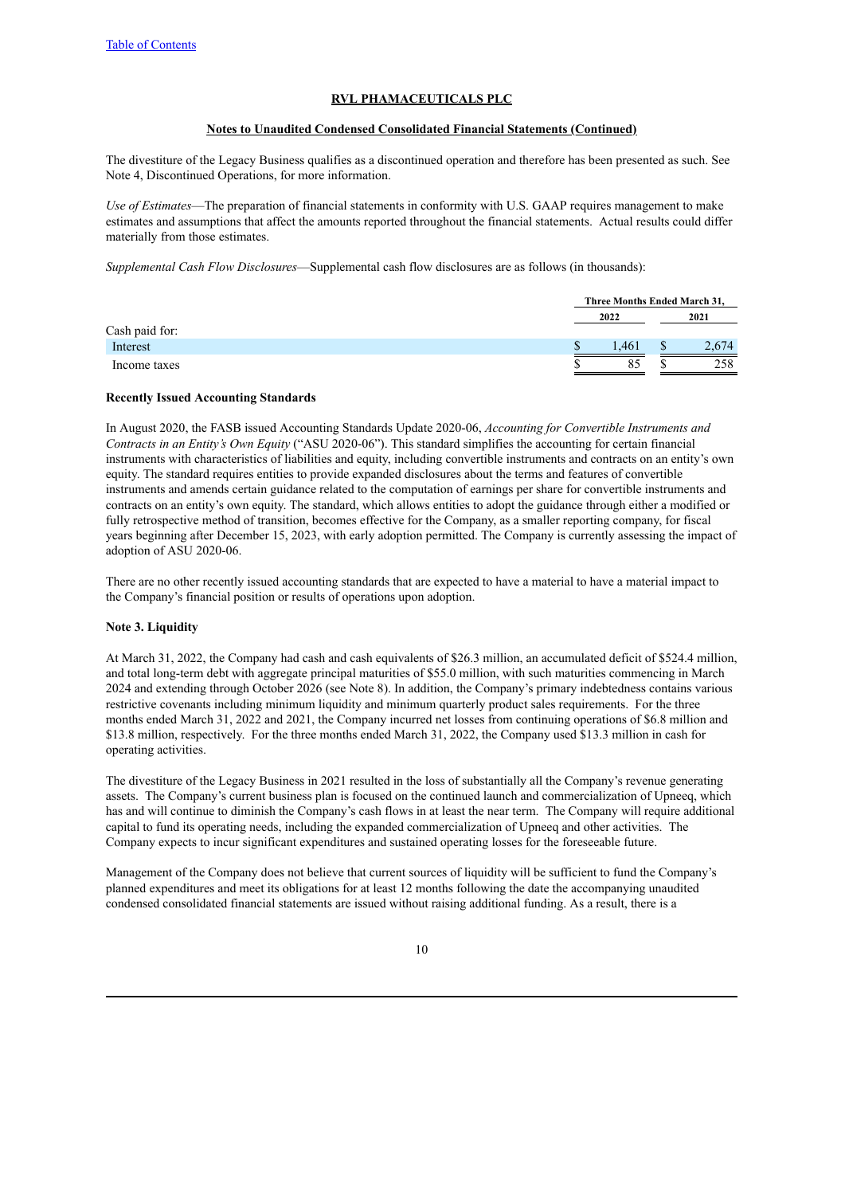**RVL PHAMACEUTICALS PLC**

**Notes to Unaudited Condensed Consolidated Financial Statements (Continued)**

The divestiture of the Legacy Business qualifies as a discontinued operation and therefore has been presented as such. See Note 4, Discontinued Operations, for more information.

*Use of Estimates*—The preparation of financial statements in conformity with U.S. GAAP requires management to make estimates and assumptions that affect the amounts reported throughout the financial statements. Actual results could differ materially from those estimates.

*Supplemental Cash Flow Disclosures*—Supplemental cash flow disclosures are as follows (in thousands):

| | Three Months Ended March 31, | |
|---|---|---|
| | 2022 | 2021 |
| Cash paid for: | | |
| Interest | $ 1,461 | $ 2,674 |
| Income taxes | $ 85 | $ 258 |

**Recently Issued Accounting Standards**

In August 2020, the FASB issued Accounting Standards Update 2020-06, *Accounting for Convertible Instruments and Contracts in an Entity's Own Equity* ("ASU 2020-06"). This standard simplifies the accounting for certain financial instruments with characteristics of liabilities and equity, including convertible instruments and contracts on an entity's own equity. The standard requires entities to provide expanded disclosures about the terms and features of convertible instruments and amends certain guidance related to the computation of earnings per share for convertible instruments and contracts on an entity's own equity. The standard, which allows entities to adopt the guidance through either a modified or fully retrospective method of transition, becomes effective for the Company, as a smaller reporting company, for fiscal years beginning after December 15, 2023, with early adoption permitted. The Company is currently assessing the impact of adoption of ASU 2020-06.

There are no other recently issued accounting standards that are expected to have a material to have a material impact to the Company's financial position or results of operations upon adoption.

**Note 3. Liquidity**

At March 31, 2022, the Company had cash and cash equivalents of $26.3 million, an accumulated deficit of $524.4 million, and total long-term debt with aggregate principal maturities of $55.0 million, with such maturities commencing in March 2024 and extending through October 2026 (see Note 8). In addition, the Company's primary indebtedness contains various restrictive covenants including minimum liquidity and minimum quarterly product sales requirements. For the three months ended March 31, 2022 and 2021, the Company incurred net losses from continuing operations of $6.8 million and $13.8 million, respectively. For the three months ended March 31, 2022, the Company used $13.3 million in cash for operating activities.

The divestiture of the Legacy Business in 2021 resulted in the loss of substantially all the Company's revenue generating assets. The Company's current business plan is focused on the continued launch and commercialization of Upneeq, which has and will continue to diminish the Company's cash flows in at least the near term. The Company will require additional capital to fund its operating needs, including the expanded commercialization of Upneeq and other activities. The Company expects to incur significant expenditures and sustained operating losses for the foreseeable future.

Management of the Company does not believe that current sources of liquidity will be sufficient to fund the Company's planned expenditures and meet its obligations for at least 12 months following the date the accompanying unaudited condensed consolidated financial statements are issued without raising additional funding. As a result, there is a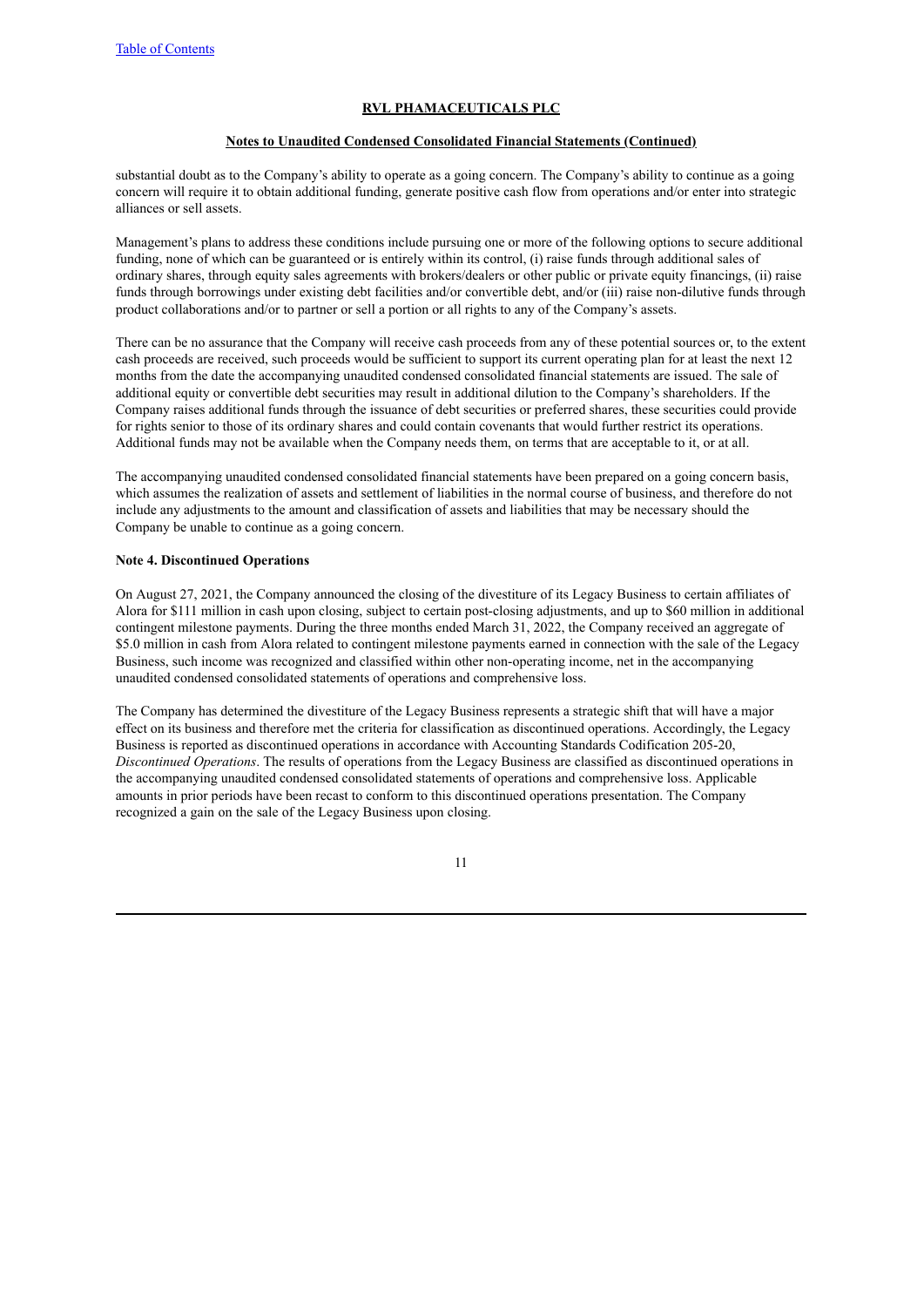substantial doubt as to the Company's ability to operate as a going concern. The Company's ability to continue as a going concern will require it to obtain additional funding, generate positive cash flow from operations and/or enter into strategic alliances or sell assets.

Management's plans to address these conditions include pursuing one or more of the following options to secure additional funding, none of which can be guaranteed or is entirely within its control, (i) raise funds through additional sales of ordinary shares, through equity sales agreements with brokers/dealers or other public or private equity financings, (ii) raise funds through borrowings under existing debt facilities and/or convertible debt, and/or (iii) raise non-dilutive funds through product collaborations and/or to partner or sell a portion or all rights to any of the Company's assets.

There can be no assurance that the Company will receive cash proceeds from any of these potential sources or, to the extent cash proceeds are received, such proceeds would be sufficient to support its current operating plan for at least the next 12 months from the date the accompanying unaudited condensed consolidated financial statements are issued. The sale of additional equity or convertible debt securities may result in additional dilution to the Company's shareholders. If the Company raises additional funds through the issuance of debt securities or preferred shares, these securities could provide for rights senior to those of its ordinary shares and could contain covenants that would further restrict its operations. Additional funds may not be available when the Company needs them, on terms that are acceptable to it, or at all.

The accompanying unaudited condensed consolidated financial statements have been prepared on a going concern basis, which assumes the realization of assets and settlement of liabilities in the normal course of business, and therefore do not include any adjustments to the amount and classification of assets and liabilities that may be necessary should the Company be unable to continue as a going concern.

**Note 4. Discontinued Operations**

On August 27, 2021, the Company announced the closing of the divestiture of its Legacy Business to certain affiliates of Alora for $111 million in cash upon closing, subject to certain post-closing adjustments, and up to $60 million in additional contingent milestone payments. During the three months ended March 31, 2022, the Company received an aggregate of $5.0 million in cash from Alora related to contingent milestone payments earned in connection with the sale of the Legacy Business, such income was recognized and classified within other non-operating income, net in the accompanying unaudited condensed consolidated statements of operations and comprehensive loss.

The Company has determined the divestiture of the Legacy Business represents a strategic shift that will have a major effect on its business and therefore met the criteria for classification as discontinued operations. Accordingly, the Legacy Business is reported as discontinued operations in accordance with Accounting Standards Codification 205-20, *Discontinued Operations*. The results of operations from the Legacy Business are classified as discontinued operations in the accompanying unaudited condensed consolidated statements of operations and comprehensive loss. Applicable amounts in prior periods have been recast to conform to this discontinued operations presentation. The Company recognized a gain on the sale of the Legacy Business upon closing.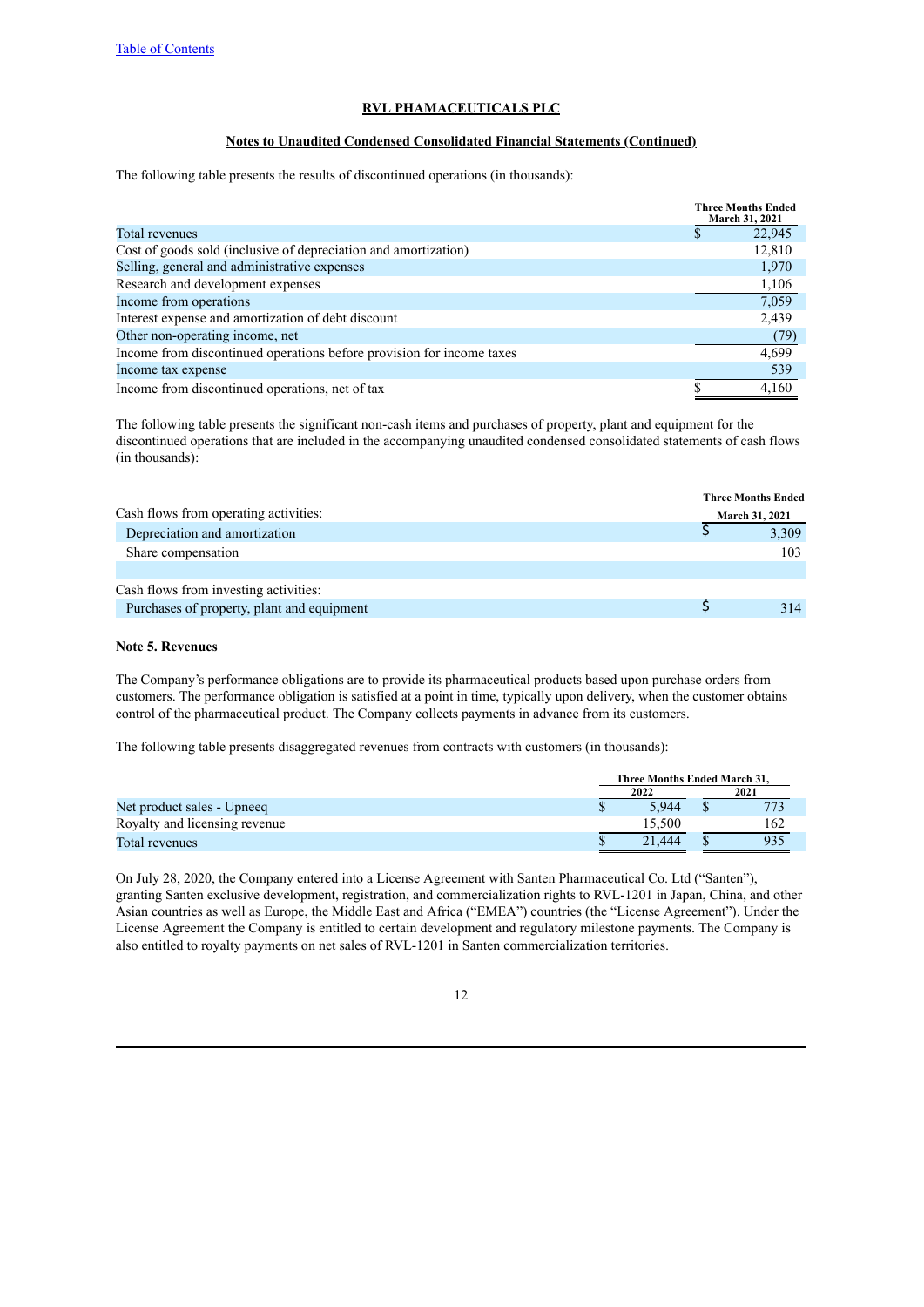[Table of Contents]

**RVL PHAMACEUTICALS PLC**

**Notes to Unaudited Condensed Consolidated Financial Statements (Continued)**

The following table presents the results of discontinued operations (in thousands):

| | Three Months Ended March 31, 2021 |
|---|---|
| Total revenues | $ 22,945 |
| Cost of goods sold (inclusive of depreciation and amortization) | 12,810 |
| Selling, general and administrative expenses | 1,970 |
| Research and development expenses | 1,106 |
| Income from operations | 7,059 |
| Interest expense and amortization of debt discount | 2,439 |
| Other non-operating income, net | (79) |
| Income from discontinued operations before provision for income taxes | 4,699 |
| Income tax expense | 539 |
| Income from discontinued operations, net of tax | $ 4,160 |

The following table presents the significant non-cash items and purchases of property, plant and equipment for the discontinued operations that are included in the accompanying unaudited condensed consolidated statements of cash flows (in thousands):

| | Three Months Ended March 31, 2021 |
|---|---|
| Cash flows from operating activities: | |
| Depreciation and amortization | $ 3,309 |
| Share compensation | 103 |
| | |
| Cash flows from investing activities: | |
| Purchases of property, plant and equipment | $ 314 |

**Note 5. Revenues**

The Company's performance obligations are to provide its pharmaceutical products based upon purchase orders from customers. The performance obligation is satisfied at a point in time, typically upon delivery, when the customer obtains control of the pharmaceutical product. The Company collects payments in advance from its customers.

The following table presents disaggregated revenues from contracts with customers (in thousands):

| | Three Months Ended March 31, | |
|---|---|---|
| | 2022 | 2021 |
| Net product sales - Upneeq | $ 5,944 | $ 773 |
| Royalty and licensing revenue | 15,500 | 162 |
| Total revenues | $ 21,444 | $ 935 |

On July 28, 2020, the Company entered into a License Agreement with Santen Pharmaceutical Co. Ltd ("Santen"), granting Santen exclusive development, registration, and commercialization rights to RVL-1201 in Japan, China, and other Asian countries as well as Europe, the Middle East and Africa ("EMEA") countries (the "License Agreement"). Under the License Agreement the Company is entitled to certain development and regulatory milestone payments. The Company is also entitled to royalty payments on net sales of RVL-1201 in Santen commercialization territories.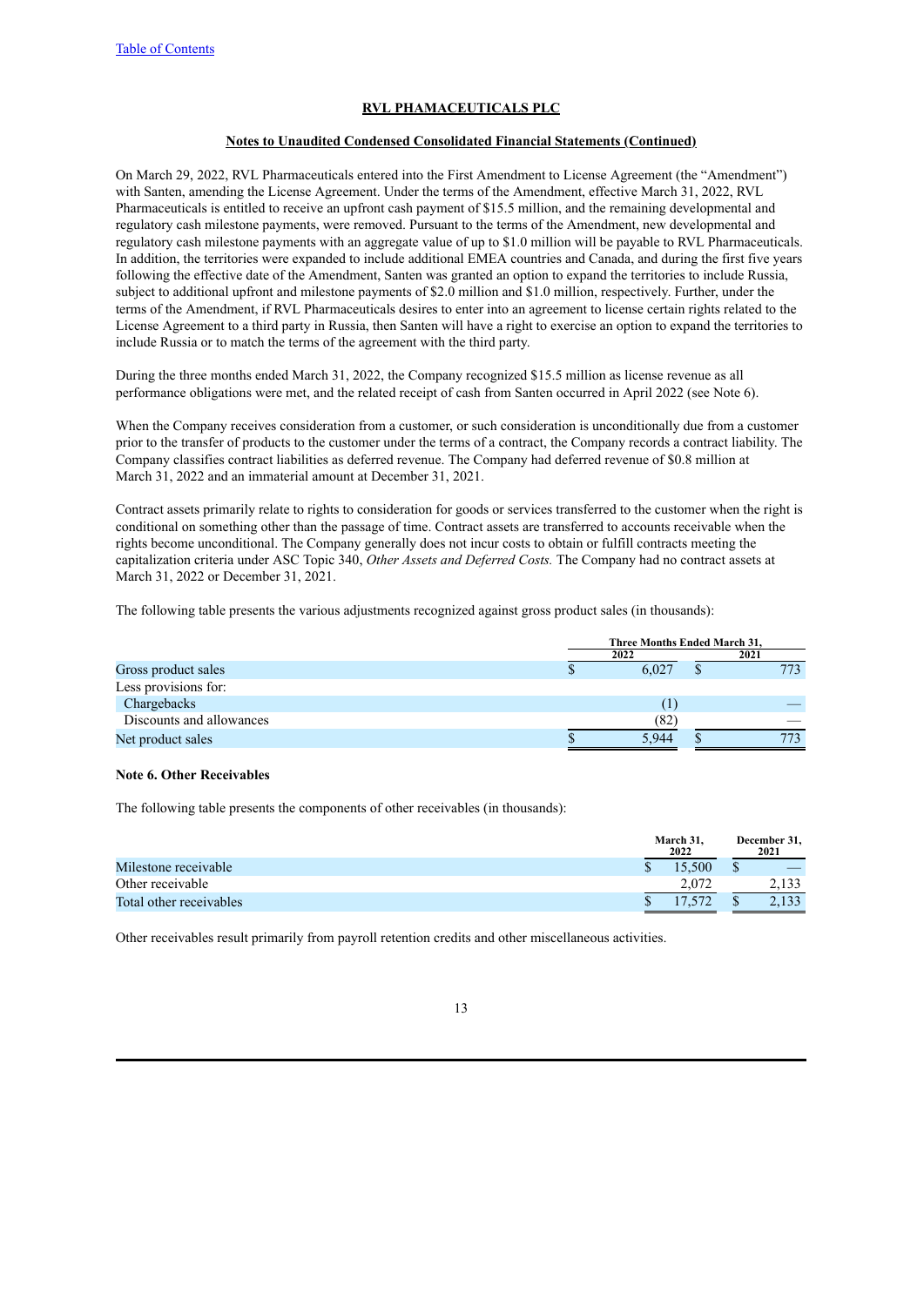[Table of Contents](#)

**RVL PHAMACEUTICALS PLC**

**Notes to Unaudited Condensed Consolidated Financial Statements (Continued)**

On March 29, 2022, RVL Pharmaceuticals entered into the First Amendment to License Agreement (the "Amendment") with Santen, amending the License Agreement. Under the terms of the Amendment, effective March 31, 2022, RVL Pharmaceuticals is entitled to receive an upfront cash payment of $15.5 million, and the remaining developmental and regulatory cash milestone payments, were removed. Pursuant to the terms of the Amendment, new developmental and regulatory cash milestone payments with an aggregate value of up to $1.0 million will be payable to RVL Pharmaceuticals. In addition, the territories were expanded to include additional EMEA countries and Canada, and during the first five years following the effective date of the Amendment, Santen was granted an option to expand the territories to include Russia, subject to additional upfront and milestone payments of $2.0 million and $1.0 million, respectively. Further, under the terms of the Amendment, if RVL Pharmaceuticals desires to enter into an agreement to license certain rights related to the License Agreement to a third party in Russia, then Santen will have a right to exercise an option to expand the territories to include Russia or to match the terms of the agreement with the third party.

During the three months ended March 31, 2022, the Company recognized $15.5 million as license revenue as all performance obligations were met, and the related receipt of cash from Santen occurred in April 2022 (see Note 6).

When the Company receives consideration from a customer, or such consideration is unconditionally due from a customer prior to the transfer of products to the customer under the terms of a contract, the Company records a contract liability. The Company classifies contract liabilities as deferred revenue. The Company had deferred revenue of $0.8 million at March 31, 2022 and an immaterial amount at December 31, 2021.

Contract assets primarily relate to rights to consideration for goods or services transferred to the customer when the right is conditional on something other than the passage of time. Contract assets are transferred to accounts receivable when the rights become unconditional. The Company generally does not incur costs to obtain or fulfill contracts meeting the capitalization criteria under ASC Topic 340, *Other Assets and Deferred Costs.* The Company had no contract assets at March 31, 2022 or December 31, 2021.

The following table presents the various adjustments recognized against gross product sales (in thousands):

| | Three Months Ended March 31, | |
|---|---|---|
| | 2022 | 2021 |
| Gross product sales | $ 6,027 | $ 773 |
| Less provisions for: | | |
| Chargebacks | (1) | — |
| Discounts and allowances | (82) | — |
| Net product sales | $ 5,944 | $ 773 |

**Note 6. Other Receivables**

The following table presents the components of other receivables (in thousands):

| | March 31, 2022 | December 31, 2021 |
|---|---|---|
| Milestone receivable | $ 15,500 | $ — |
| Other receivable | 2,072 | 2,133 |
| Total other receivables | $ 17,572 | $ 2,133 |

Other receivables result primarily from payroll retention credits and other miscellaneous activities.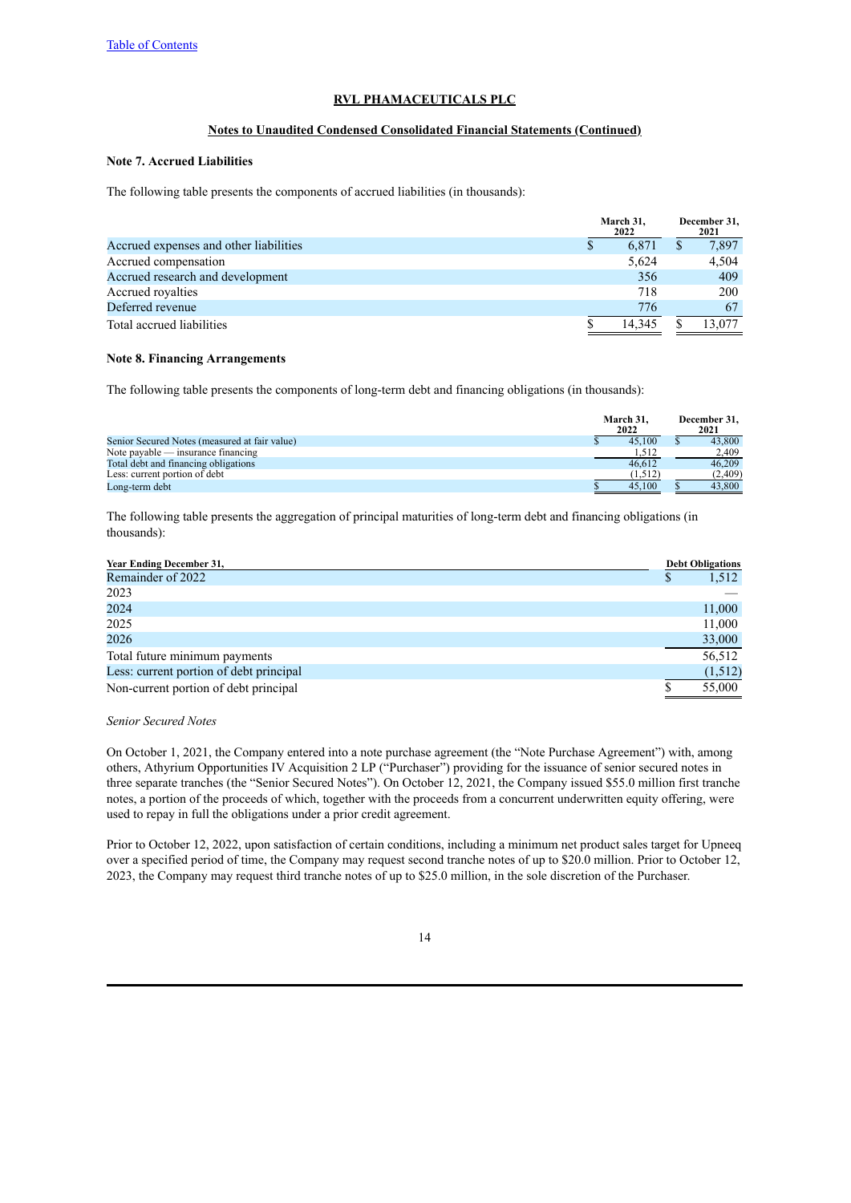[Table of Contents](#)

**RVL PHAMACEUTICALS PLC**

**Notes to Unaudited Condensed Consolidated Financial Statements (Continued)**

**Note 7. Accrued Liabilities**

The following table presents the components of accrued liabilities (in thousands):

| | March 31, 2022 | December 31, 2021 |
|---|---|---|
| Accrued expenses and other liabilities | $ 6,871 | $ 7,897 |
| Accrued compensation | 5,624 | 4,504 |
| Accrued research and development | 356 | 409 |
| Accrued royalties | 718 | 200 |
| Deferred revenue | 776 | 67 |
| Total accrued liabilities | $ 14,345 | $ 13,077 |

**Note 8. Financing Arrangements**

The following table presents the components of long-term debt and financing obligations (in thousands):

| | March 31, 2022 | December 31, 2021 |
|---|---|---|
| Senior Secured Notes (measured at fair value) | $ 45,100 | $ 43,800 |
| Note payable — insurance financing | 1,512 | 2,409 |
| Total debt and financing obligations | 46,612 | 46,209 |
| Less: current portion of debt | (1,512) | (2,409) |
| Long-term debt | $ 45,100 | $ 43,800 |

The following table presents the aggregation of principal maturities of long-term debt and financing obligations (in thousands):

| Year Ending December 31, | Debt Obligations |
|---|---|
| Remainder of 2022 | $ 1,512 |
| 2023 | — |
| 2024 | 11,000 |
| 2025 | 11,000 |
| 2026 | 33,000 |
| Total future minimum payments | 56,512 |
| Less: current portion of debt principal | (1,512) |
| Non-current portion of debt principal | $ 55,000 |

*Senior Secured Notes*

On October 1, 2021, the Company entered into a note purchase agreement (the "Note Purchase Agreement") with, among others, Athyrium Opportunities IV Acquisition 2 LP ("Purchaser") providing for the issuance of senior secured notes in three separate tranches (the "Senior Secured Notes"). On October 12, 2021, the Company issued $55.0 million first tranche notes, a portion of the proceeds of which, together with the proceeds from a concurrent underwritten equity offering, were used to repay in full the obligations under a prior credit agreement.

Prior to October 12, 2022, upon satisfaction of certain conditions, including a minimum net product sales target for Upneeq over a specified period of time, the Company may request second tranche notes of up to $20.0 million. Prior to October 12, 2023, the Company may request third tranche notes of up to $25.0 million, in the sole discretion of the Purchaser.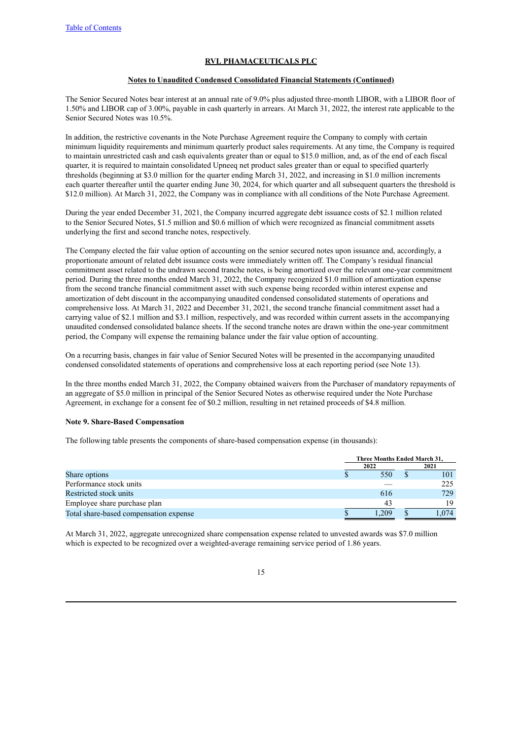[Table of Contents](#)

**RVL PHAMACEUTICALS PLC**

**Notes to Unaudited Condensed Consolidated Financial Statements (Continued)**

The Senior Secured Notes bear interest at an annual rate of 9.0% plus adjusted three-month LIBOR, with a LIBOR floor of 1.50% and LIBOR cap of 3.00%, payable in cash quarterly in arrears. At March 31, 2022, the interest rate applicable to the Senior Secured Notes was 10.5%.

In addition, the restrictive covenants in the Note Purchase Agreement require the Company to comply with certain minimum liquidity requirements and minimum quarterly product sales requirements. At any time, the Company is required to maintain unrestricted cash and cash equivalents greater than or equal to $15.0 million, and, as of the end of each fiscal quarter, it is required to maintain consolidated Upneeq net product sales greater than or equal to specified quarterly thresholds (beginning at $3.0 million for the quarter ending March 31, 2022, and increasing in $1.0 million increments each quarter thereafter until the quarter ending June 30, 2024, for which quarter and all subsequent quarters the threshold is $12.0 million). At March 31, 2022, the Company was in compliance with all conditions of the Note Purchase Agreement.

During the year ended December 31, 2021, the Company incurred aggregate debt issuance costs of $2.1 million related to the Senior Secured Notes, $1.5 million and $0.6 million of which were recognized as financial commitment assets underlying the first and second tranche notes, respectively.

The Company elected the fair value option of accounting on the senior secured notes upon issuance and, accordingly, a proportionate amount of related debt issuance costs were immediately written off. The Company's residual financial commitment asset related to the undrawn second tranche notes, is being amortized over the relevant one-year commitment period. During the three months ended March 31, 2022, the Company recognized $1.0 million of amortization expense from the second tranche financial commitment asset with such expense being recorded within interest expense and amortization of debt discount in the accompanying unaudited condensed consolidated statements of operations and comprehensive loss. At March 31, 2022 and December 31, 2021, the second tranche financial commitment asset had a carrying value of $2.1 million and $3.1 million, respectively, and was recorded within current assets in the accompanying unaudited condensed consolidated balance sheets. If the second tranche notes are drawn within the one-year commitment period, the Company will expense the remaining balance under the fair value option of accounting.

On a recurring basis, changes in fair value of Senior Secured Notes will be presented in the accompanying unaudited condensed consolidated statements of operations and comprehensive loss at each reporting period (see Note 13).

In the three months ended March 31, 2022, the Company obtained waivers from the Purchaser of mandatory repayments of an aggregate of $5.0 million in principal of the Senior Secured Notes as otherwise required under the Note Purchase Agreement, in exchange for a consent fee of $0.2 million, resulting in net retained proceeds of $4.8 million.

**Note 9. Share-Based Compensation**

The following table presents the components of share-based compensation expense (in thousands):

| | Three Months Ended March 31, | |
|---|---|---|
| | 2022 | 2021 |
| Share options | $ 550 | $ 101 |
| Performance stock units | — | 225 |
| Restricted stock units | 616 | 729 |
| Employee share purchase plan | 43 | 19 |
| Total share-based compensation expense | $ 1,209 | $ 1,074 |

At March 31, 2022, aggregate unrecognized share compensation expense related to unvested awards was $7.0 million which is expected to be recognized over a weighted-average remaining service period of 1.86 years.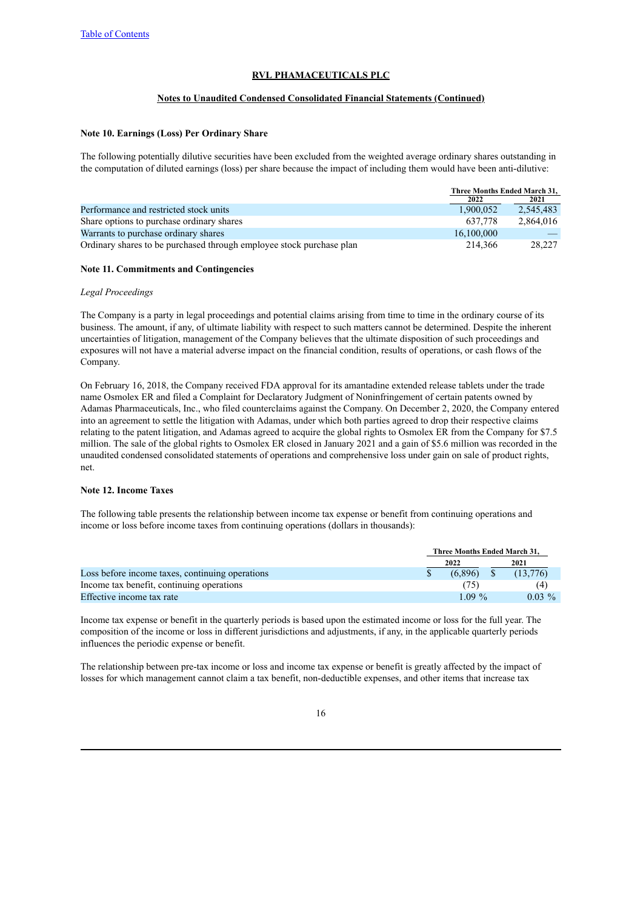[Table of Contents](#)

**RVL PHAMACEUTICALS PLC**

**Notes to Unaudited Condensed Consolidated Financial Statements (Continued)**

### Note 10. Earnings (Loss) Per Ordinary Share

The following potentially dilutive securities have been excluded from the weighted average ordinary shares outstanding in the computation of diluted earnings (loss) per share because the impact of including them would have been anti-dilutive:

| | Three Months Ended March 31, | |
|---|---|---|
| | 2022 | 2021 |
| Performance and restricted stock units | 1,900,052 | 2,545,483 |
| Share options to purchase ordinary shares | 637,778 | 2,864,016 |
| Warrants to purchase ordinary shares | 16,100,000 | — |
| Ordinary shares to be purchased through employee stock purchase plan | 214,366 | 28,227 |

### Note 11. Commitments and Contingencies

*Legal Proceedings*

The Company is a party in legal proceedings and potential claims arising from time to time in the ordinary course of its business. The amount, if any, of ultimate liability with respect to such matters cannot be determined. Despite the inherent uncertainties of litigation, management of the Company believes that the ultimate disposition of such proceedings and exposures will not have a material adverse impact on the financial condition, results of operations, or cash flows of the Company.

On February 16, 2018, the Company received FDA approval for its amantadine extended release tablets under the trade name Osmolex ER and filed a Complaint for Declaratory Judgment of Noninfringement of certain patents owned by Adamas Pharmaceuticals, Inc., who filed counterclaims against the Company. On December 2, 2020, the Company entered into an agreement to settle the litigation with Adamas, under which both parties agreed to drop their respective claims relating to the patent litigation, and Adamas agreed to acquire the global rights to Osmolex ER from the Company for $7.5 million. The sale of the global rights to Osmolex ER closed in January 2021 and a gain of $5.6 million was recorded in the unaudited condensed consolidated statements of operations and comprehensive loss under gain on sale of product rights, net.

### Note 12. Income Taxes

The following table presents the relationship between income tax expense or benefit from continuing operations and income or loss before income taxes from continuing operations (dollars in thousands):

| | Three Months Ended March 31, | |
|---|---|---|
| | 2022 | 2021 |
| Loss before income taxes, continuing operations | $ (6,896) | $ (13,776) |
| Income tax benefit, continuing operations | (75) | (4) |
| Effective income tax rate | 1.09 % | 0.03 % |

Income tax expense or benefit in the quarterly periods is based upon the estimated income or loss for the full year. The composition of the income or loss in different jurisdictions and adjustments, if any, in the applicable quarterly periods influences the periodic expense or benefit.

The relationship between pre-tax income or loss and income tax expense or benefit is greatly affected by the impact of losses for which management cannot claim a tax benefit, non-deductible expenses, and other items that increase tax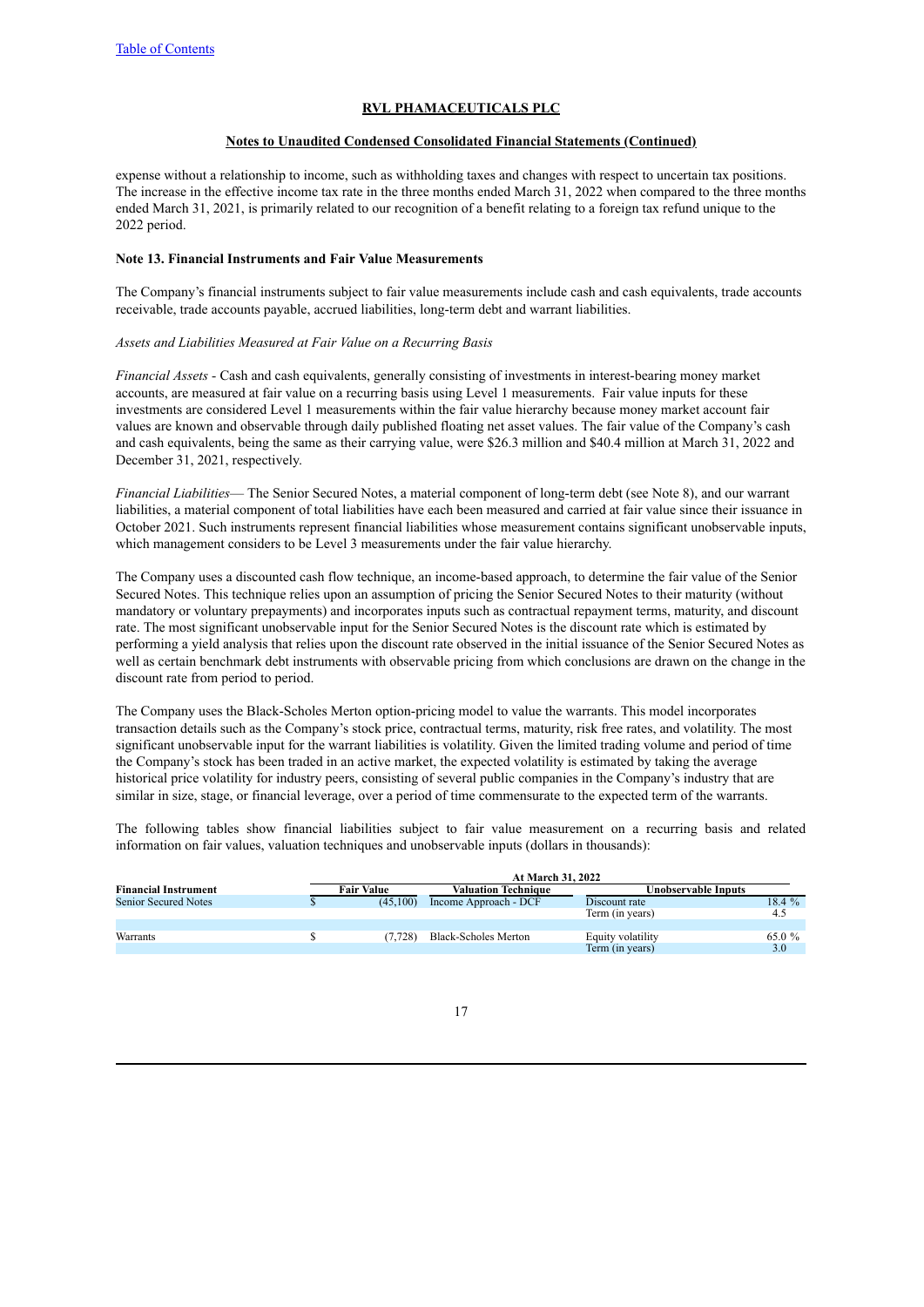expense without a relationship to income, such as withholding taxes and changes with respect to uncertain tax positions. The increase in the effective income tax rate in the three months ended March 31, 2022 when compared to the three months ended March 31, 2021, is primarily related to our recognition of a benefit relating to a foreign tax refund unique to the 2022 period.

**Note 13. Financial Instruments and Fair Value Measurements**

The Company's financial instruments subject to fair value measurements include cash and cash equivalents, trade accounts receivable, trade accounts payable, accrued liabilities, long-term debt and warrant liabilities.

*Assets and Liabilities Measured at Fair Value on a Recurring Basis*

*Financial Assets* - Cash and cash equivalents, generally consisting of investments in interest-bearing money market accounts, are measured at fair value on a recurring basis using Level 1 measurements. Fair value inputs for these investments are considered Level 1 measurements within the fair value hierarchy because money market account fair values are known and observable through daily published floating net asset values. The fair value of the Company's cash and cash equivalents, being the same as their carrying value, were $26.3 million and $40.4 million at March 31, 2022 and December 31, 2021, respectively.

*Financial Liabilities*— The Senior Secured Notes, a material component of long-term debt (see Note 8), and our warrant liabilities, a material component of total liabilities have each been measured and carried at fair value since their issuance in October 2021. Such instruments represent financial liabilities whose measurement contains significant unobservable inputs, which management considers to be Level 3 measurements under the fair value hierarchy.

The Company uses a discounted cash flow technique, an income-based approach, to determine the fair value of the Senior Secured Notes. This technique relies upon an assumption of pricing the Senior Secured Notes to their maturity (without mandatory or voluntary prepayments) and incorporates inputs such as contractual repayment terms, maturity, and discount rate. The most significant unobservable input for the Senior Secured Notes is the discount rate which is estimated by performing a yield analysis that relies upon the discount rate observed in the initial issuance of the Senior Secured Notes as well as certain benchmark debt instruments with observable pricing from which conclusions are drawn on the change in the discount rate from period to period.

The Company uses the Black-Scholes Merton option-pricing model to value the warrants. This model incorporates transaction details such as the Company's stock price, contractual terms, maturity, risk free rates, and volatility. The most significant unobservable input for the warrant liabilities is volatility. Given the limited trading volume and period of time the Company's stock has been traded in an active market, the expected volatility is estimated by taking the average historical price volatility for industry peers, consisting of several public companies in the Company's industry that are similar in size, stage, or financial leverage, over a period of time commensurate to the expected term of the warrants.

The following tables show financial liabilities subject to fair value measurement on a recurring basis and related information on fair values, valuation techniques and unobservable inputs (dollars in thousands):

| | At March 31, 2022 | | | | |
|---|---|---|---|---|---|
| **Financial Instrument** | **Fair Value** | | **Valuation Technique** | **Unobservable Inputs** | |
| Senior Secured Notes | $ | (45,100) | Income Approach - DCF | Discount rate | 18.4 % |
| | | | | Term (in years) | 4.5 |
| Warrants | $ | (7,728) | Black-Scholes Merton | Equity volatility | 65.0 % |
| | | | | Term (in years) | 3.0 |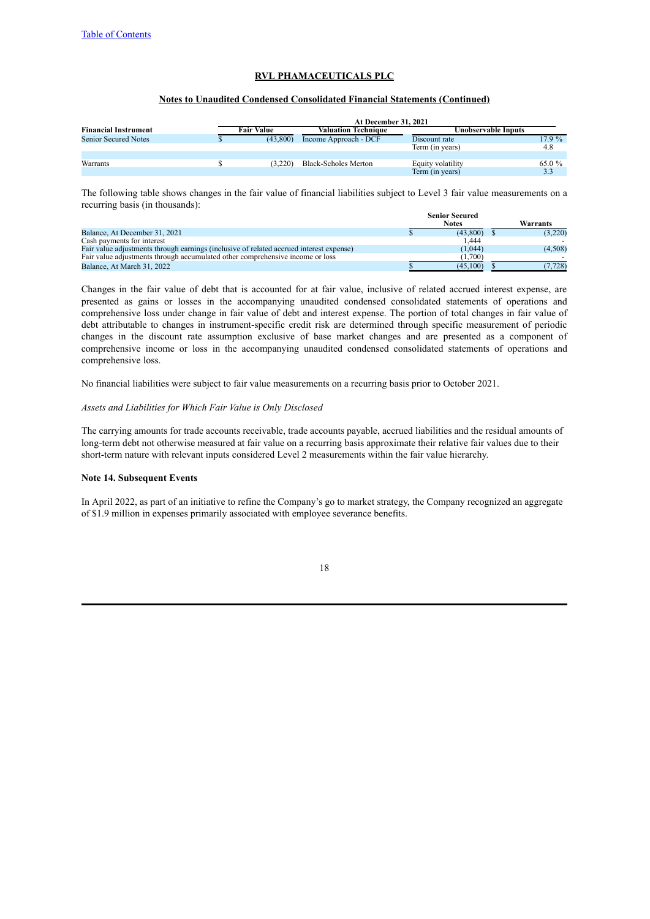**RVL PHAMACEUTICALS PLC**

**Notes to Unaudited Condensed Consolidated Financial Statements (Continued)**

| | At December 31, 2021 | | | |
|---|---|---|---|---|
| **Financial Instrument** | **Fair Value** | **Valuation Technique** | **Unobservable Inputs** | |
| Senior Secured Notes | $ (43,800) | Income Approach - DCF | Discount rate | 17.9 % |
| | | | Term (in years) | 4.8 |
| Warrants | $ (3,220) | Black-Scholes Merton | Equity volatility | 65.0 % |
| | | | Term (in years) | 3.3 |

The following table shows changes in the fair value of financial liabilities subject to Level 3 fair value measurements on a recurring basis (in thousands):

| | Senior Secured Notes | Warrants |
|---|---|---|
| Balance, At December 31, 2021 | $ (43,800) | $ (3,220) |
| Cash payments for interest | 1,444 | - |
| Fair value adjustments through earnings (inclusive of related accrued interest expense) | (1,044) | (4,508) |
| Fair value adjustments through accumulated other comprehensive income or loss | (1,700) | - |
| Balance, At March 31, 2022 | $ (45,100) | $ (7,728) |

Changes in the fair value of debt that is accounted for at fair value, inclusive of related accrued interest expense, are presented as gains or losses in the accompanying unaudited condensed consolidated statements of operations and comprehensive loss under change in fair value of debt and interest expense. The portion of total changes in fair value of debt attributable to changes in instrument-specific credit risk are determined through specific measurement of periodic changes in the discount rate assumption exclusive of base market changes and are presented as a component of comprehensive income or loss in the accompanying unaudited condensed consolidated statements of operations and comprehensive loss.

No financial liabilities were subject to fair value measurements on a recurring basis prior to October 2021.

*Assets and Liabilities for Which Fair Value is Only Disclosed*

The carrying amounts for trade accounts receivable, trade accounts payable, accrued liabilities and the residual amounts of long-term debt not otherwise measured at fair value on a recurring basis approximate their relative fair values due to their short-term nature with relevant inputs considered Level 2 measurements within the fair value hierarchy.

**Note 14. Subsequent Events**

In April 2022, as part of an initiative to refine the Company's go to market strategy, the Company recognized an aggregate of $1.9 million in expenses primarily associated with employee severance benefits.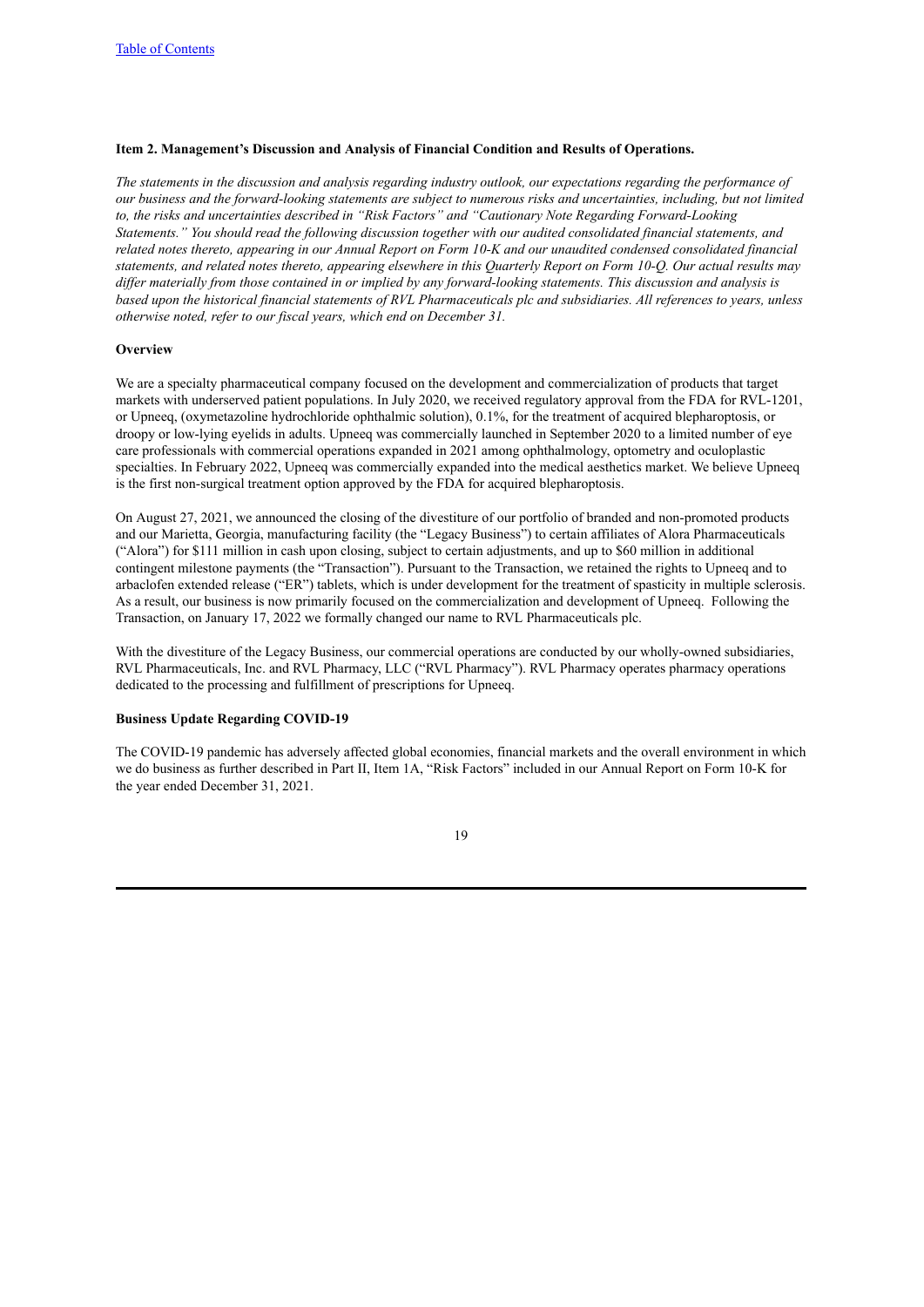**Item 2. Management's Discussion and Analysis of Financial Condition and Results of Operations.**

*The statements in the discussion and analysis regarding industry outlook, our expectations regarding the performance of our business and the forward-looking statements are subject to numerous risks and uncertainties, including, but not limited to, the risks and uncertainties described in "Risk Factors" and "Cautionary Note Regarding Forward-Looking Statements." You should read the following discussion together with our audited consolidated financial statements, and related notes thereto, appearing in our Annual Report on Form 10-K and our unaudited condensed consolidated financial statements, and related notes thereto, appearing elsewhere in this Quarterly Report on Form 10-Q. Our actual results may differ materially from those contained in or implied by any forward-looking statements. This discussion and analysis is based upon the historical financial statements of RVL Pharmaceuticals plc and subsidiaries. All references to years, unless otherwise noted, refer to our fiscal years, which end on December 31.*

**Overview**

We are a specialty pharmaceutical company focused on the development and commercialization of products that target markets with underserved patient populations. In July 2020, we received regulatory approval from the FDA for RVL-1201, or Upneeq, (oxymetazoline hydrochloride ophthalmic solution), 0.1%, for the treatment of acquired blepharoptosis, or droopy or low-lying eyelids in adults. Upneeq was commercially launched in September 2020 to a limited number of eye care professionals with commercial operations expanded in 2021 among ophthalmology, optometry and oculoplastic specialties. In February 2022, Upneeq was commercially expanded into the medical aesthetics market. We believe Upneeq is the first non-surgical treatment option approved by the FDA for acquired blepharoptosis.

On August 27, 2021, we announced the closing of the divestiture of our portfolio of branded and non-promoted products and our Marietta, Georgia, manufacturing facility (the "Legacy Business") to certain affiliates of Alora Pharmaceuticals ("Alora") for $111 million in cash upon closing, subject to certain adjustments, and up to $60 million in additional contingent milestone payments (the "Transaction"). Pursuant to the Transaction, we retained the rights to Upneeq and to arbaclofen extended release ("ER") tablets, which is under development for the treatment of spasticity in multiple sclerosis. As a result, our business is now primarily focused on the commercialization and development of Upneeq. Following the Transaction, on January 17, 2022 we formally changed our name to RVL Pharmaceuticals plc.

With the divestiture of the Legacy Business, our commercial operations are conducted by our wholly-owned subsidiaries, RVL Pharmaceuticals, Inc. and RVL Pharmacy, LLC ("RVL Pharmacy"). RVL Pharmacy operates pharmacy operations dedicated to the processing and fulfillment of prescriptions for Upneeq.

**Business Update Regarding COVID-19**

The COVID-19 pandemic has adversely affected global economies, financial markets and the overall environment in which we do business as further described in Part II, Item 1A, "Risk Factors" included in our Annual Report on Form 10-K for the year ended December 31, 2021.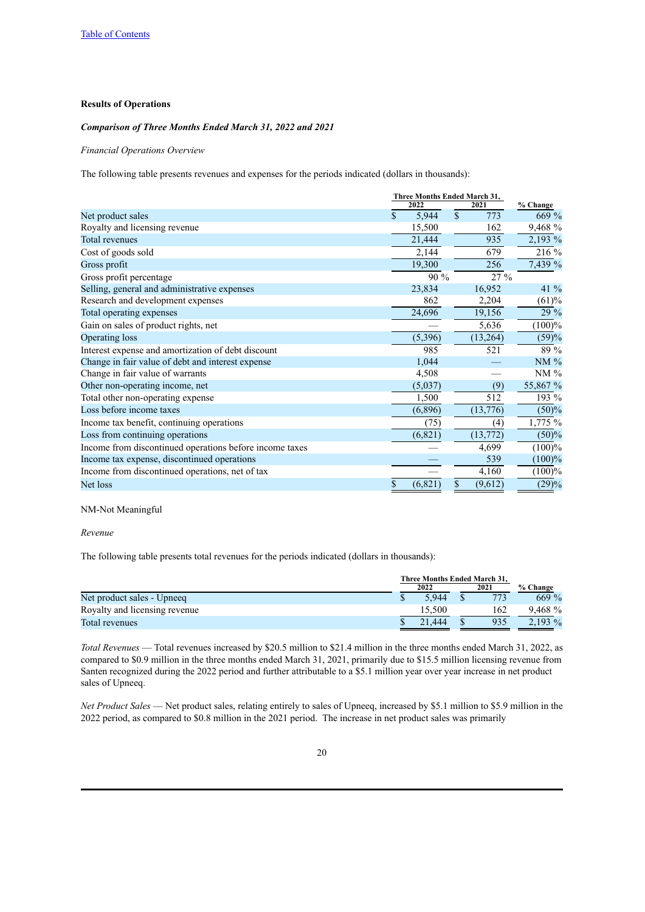[Table of Contents](#)

**Results of Operations**

***Comparison of Three Months Ended March 31, 2022 and 2021***

*Financial Operations Overview*

The following table presents revenues and expenses for the periods indicated (dollars in thousands):

| | Three Months Ended March 31, 2022 | Three Months Ended March 31, 2021 | % Change |
|---|---|---|---|
| Net product sales | $ 5,944 | $ 773 | 669 % |
| Royalty and licensing revenue | 15,500 | 162 | 9,468 % |
| Total revenues | 21,444 | 935 | 2,193 % |
| Cost of goods sold | 2,144 | 679 | 216 % |
| Gross profit | 19,300 | 256 | 7,439 % |
| Gross profit percentage | 90 % | 27 % | |
| Selling, general and administrative expenses | 23,834 | 16,952 | 41 % |
| Research and development expenses | 862 | 2,204 | (61)% |
| Total operating expenses | 24,696 | 19,156 | 29 % |
| Gain on sales of product rights, net | — | 5,636 | (100)% |
| Operating loss | (5,396) | (13,264) | (59)% |
| Interest expense and amortization of debt discount | 985 | 521 | 89 % |
| Change in fair value of debt and interest expense | 1,044 | — | NM % |
| Change in fair value of warrants | 4,508 | — | NM % |
| Other non-operating income, net | (5,037) | (9) | 55,867 % |
| Total other non-operating expense | 1,500 | 512 | 193 % |
| Loss before income taxes | (6,896) | (13,776) | (50)% |
| Income tax benefit, continuing operations | (75) | (4) | 1,775 % |
| Loss from continuing operations | (6,821) | (13,772) | (50)% |
| Income from discontinued operations before income taxes | — | 4,699 | (100)% |
| Income tax expense, discontinued operations | — | 539 | (100)% |
| Income from discontinued operations, net of tax | — | 4,160 | (100)% |
| Net loss | $ (6,821) | $ (9,612) | (29)% |

NM-Not Meaningful

*Revenue*

The following table presents total revenues for the periods indicated (dollars in thousands):

| | Three Months Ended March 31, 2022 | Three Months Ended March 31, 2021 | % Change |
|---|---|---|---|
| Net product sales - Upneeq | $ 5,944 | $ 773 | 669 % |
| Royalty and licensing revenue | 15,500 | 162 | 9,468 % |
| Total revenues | $ 21,444 | $ 935 | 2,193 % |

*Total Revenues* — Total revenues increased by $20.5 million to $21.4 million in the three months ended March 31, 2022, as compared to $0.9 million in the three months ended March 31, 2021, primarily due to $15.5 million licensing revenue from Santen recognized during the 2022 period and further attributable to a $5.1 million year over year increase in net product sales of Upneeq.

*Net Product Sales* — Net product sales, relating entirely to sales of Upneeq, increased by $5.1 million to $5.9 million in the 2022 period, as compared to $0.8 million in the 2021 period. The increase in net product sales was primarily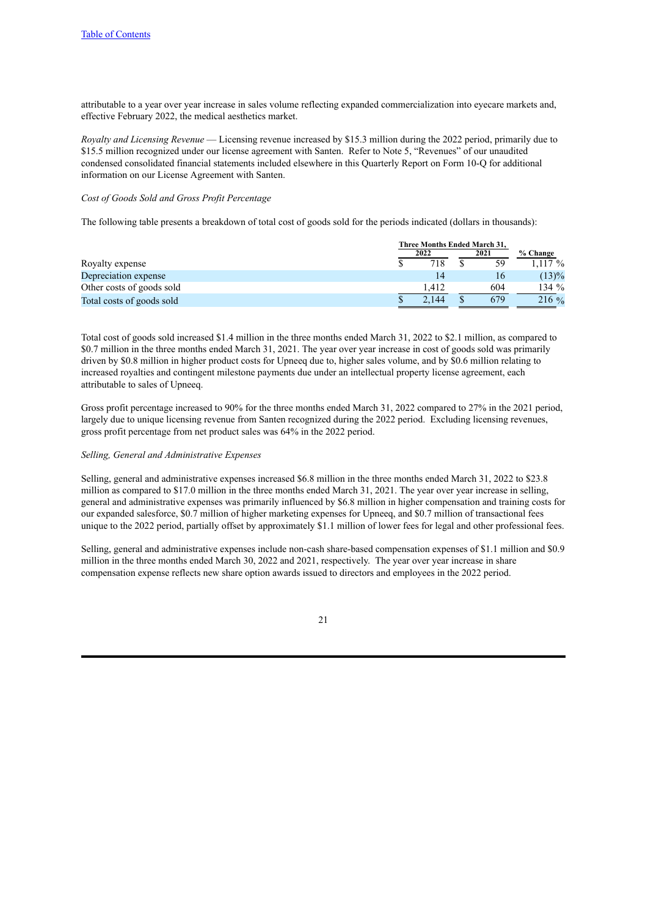attributable to a year over year increase in sales volume reflecting expanded commercialization into eyecare markets and, effective February 2022, the medical aesthetics market.

*Royalty and Licensing Revenue* — Licensing revenue increased by $15.3 million during the 2022 period, primarily due to $15.5 million recognized under our license agreement with Santen. Refer to Note 5, "Revenues" of our unaudited condensed consolidated financial statements included elsewhere in this Quarterly Report on Form 10-Q for additional information on our License Agreement with Santen.

*Cost of Goods Sold and Gross Profit Percentage*

The following table presents a breakdown of total cost of goods sold for the periods indicated (dollars in thousands):

| | Three Months Ended March 31, | | |
|---|---|---|---|
| | 2022 | 2021 | % Change |
| Royalty expense | $ 718 | $ 59 | 1,117 % |
| Depreciation expense | 14 | 16 | (13)% |
| Other costs of goods sold | 1,412 | 604 | 134 % |
| Total costs of goods sold | $ 2,144 | $ 679 | 216 % |

Total cost of goods sold increased $1.4 million in the three months ended March 31, 2022 to $2.1 million, as compared to $0.7 million in the three months ended March 31, 2021. The year over year increase in cost of goods sold was primarily driven by $0.8 million in higher product costs for Upneeq due to, higher sales volume, and by $0.6 million relating to increased royalties and contingent milestone payments due under an intellectual property license agreement, each attributable to sales of Upneeq.

Gross profit percentage increased to 90% for the three months ended March 31, 2022 compared to 27% in the 2021 period, largely due to unique licensing revenue from Santen recognized during the 2022 period. Excluding licensing revenues, gross profit percentage from net product sales was 64% in the 2022 period.

*Selling, General and Administrative Expenses*

Selling, general and administrative expenses increased $6.8 million in the three months ended March 31, 2022 to $23.8 million as compared to $17.0 million in the three months ended March 31, 2021. The year over year increase in selling, general and administrative expenses was primarily influenced by $6.8 million in higher compensation and training costs for our expanded salesforce, $0.7 million of higher marketing expenses for Upneeq, and $0.7 million of transactional fees unique to the 2022 period, partially offset by approximately $1.1 million of lower fees for legal and other professional fees.

Selling, general and administrative expenses include non-cash share-based compensation expenses of $1.1 million and $0.9 million in the three months ended March 30, 2022 and 2021, respectively. The year over year increase in share compensation expense reflects new share option awards issued to directors and employees in the 2022 period.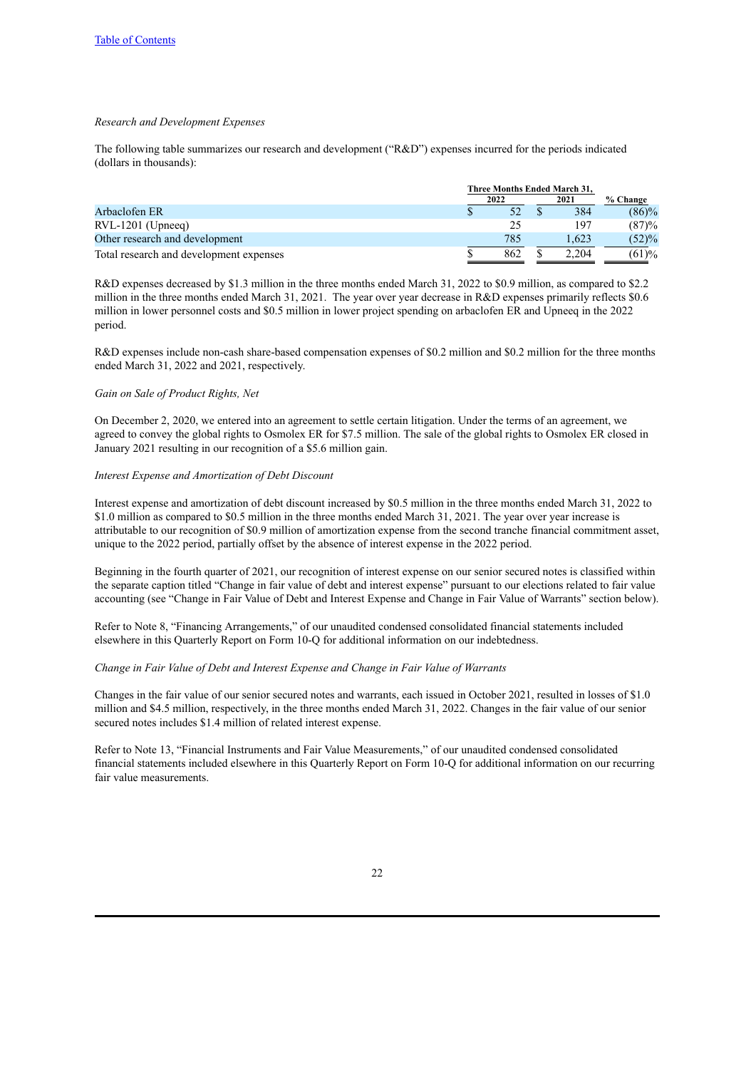*Research and Development Expenses*

The following table summarizes our research and development ("R&D") expenses incurred for the periods indicated (dollars in thousands):

| | Three Months Ended March 31, 2022 | Three Months Ended March 31, 2021 | % Change |
|---|---|---|---|
| Arbaclofen ER | $ 52 | $ 384 | (86)% |
| RVL-1201 (Upneeq) | 25 | 197 | (87)% |
| Other research and development | 785 | 1,623 | (52)% |
| Total research and development expenses | $ 862 | $ 2,204 | (61)% |

R&D expenses decreased by $1.3 million in the three months ended March 31, 2022 to $0.9 million, as compared to $2.2 million in the three months ended March 31, 2021. The year over year decrease in R&D expenses primarily reflects $0.6 million in lower personnel costs and $0.5 million in lower project spending on arbaclofen ER and Upneeq in the 2022 period.

R&D expenses include non-cash share-based compensation expenses of $0.2 million and $0.2 million for the three months ended March 31, 2022 and 2021, respectively.

*Gain on Sale of Product Rights, Net*

On December 2, 2020, we entered into an agreement to settle certain litigation. Under the terms of an agreement, we agreed to convey the global rights to Osmolex ER for $7.5 million. The sale of the global rights to Osmolex ER closed in January 2021 resulting in our recognition of a $5.6 million gain.

*Interest Expense and Amortization of Debt Discount*

Interest expense and amortization of debt discount increased by $0.5 million in the three months ended March 31, 2022 to $1.0 million as compared to $0.5 million in the three months ended March 31, 2021. The year over year increase is attributable to our recognition of $0.9 million of amortization expense from the second tranche financial commitment asset, unique to the 2022 period, partially offset by the absence of interest expense in the 2022 period.

Beginning in the fourth quarter of 2021, our recognition of interest expense on our senior secured notes is classified within the separate caption titled "Change in fair value of debt and interest expense" pursuant to our elections related to fair value accounting (see "Change in Fair Value of Debt and Interest Expense and Change in Fair Value of Warrants" section below).

Refer to Note 8, "Financing Arrangements," of our unaudited condensed consolidated financial statements included elsewhere in this Quarterly Report on Form 10-Q for additional information on our indebtedness.

*Change in Fair Value of Debt and Interest Expense and Change in Fair Value of Warrants*

Changes in the fair value of our senior secured notes and warrants, each issued in October 2021, resulted in losses of $1.0 million and $4.5 million, respectively, in the three months ended March 31, 2022. Changes in the fair value of our senior secured notes includes $1.4 million of related interest expense.

Refer to Note 13, "Financial Instruments and Fair Value Measurements," of our unaudited condensed consolidated financial statements included elsewhere in this Quarterly Report on Form 10-Q for additional information on our recurring fair value measurements.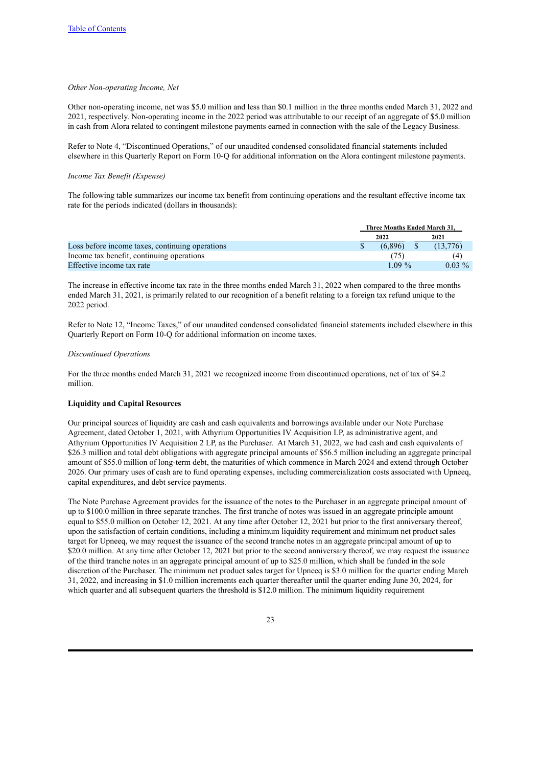[Table of Contents]

*Other Non-operating Income, Net*

Other non-operating income, net was $5.0 million and less than $0.1 million in the three months ended March 31, 2022 and 2021, respectively. Non-operating income in the 2022 period was attributable to our receipt of an aggregate of $5.0 million in cash from Alora related to contingent milestone payments earned in connection with the sale of the Legacy Business.

Refer to Note 4, "Discontinued Operations," of our unaudited condensed consolidated financial statements included elsewhere in this Quarterly Report on Form 10-Q for additional information on the Alora contingent milestone payments.

*Income Tax Benefit (Expense)*

The following table summarizes our income tax benefit from continuing operations and the resultant effective income tax rate for the periods indicated (dollars in thousands):

| | Three Months Ended March 31, | |
|---|---|---|
| | 2022 | 2021 |
| Loss before income taxes, continuing operations | $ (6,896) | $ (13,776) |
| Income tax benefit, continuing operations | (75) | (4) |
| Effective income tax rate | 1.09 % | 0.03 % |

The increase in effective income tax rate in the three months ended March 31, 2022 when compared to the three months ended March 31, 2021, is primarily related to our recognition of a benefit relating to a foreign tax refund unique to the 2022 period.

Refer to Note 12, "Income Taxes," of our unaudited condensed consolidated financial statements included elsewhere in this Quarterly Report on Form 10-Q for additional information on income taxes.

*Discontinued Operations*

For the three months ended March 31, 2021 we recognized income from discontinued operations, net of tax of $4.2 million.

**Liquidity and Capital Resources**

Our principal sources of liquidity are cash and cash equivalents and borrowings available under our Note Purchase Agreement, dated October 1, 2021, with Athyrium Opportunities IV Acquisition LP, as administrative agent, and Athyrium Opportunities IV Acquisition 2 LP, as the Purchaser. At March 31, 2022, we had cash and cash equivalents of $26.3 million and total debt obligations with aggregate principal amounts of $56.5 million including an aggregate principal amount of $55.0 million of long-term debt, the maturities of which commence in March 2024 and extend through October 2026. Our primary uses of cash are to fund operating expenses, including commercialization costs associated with Upneeq, capital expenditures, and debt service payments.

The Note Purchase Agreement provides for the issuance of the notes to the Purchaser in an aggregate principal amount of up to $100.0 million in three separate tranches. The first tranche of notes was issued in an aggregate principle amount equal to $55.0 million on October 12, 2021. At any time after October 12, 2021 but prior to the first anniversary thereof, upon the satisfaction of certain conditions, including a minimum liquidity requirement and minimum net product sales target for Upneeq, we may request the issuance of the second tranche notes in an aggregate principal amount of up to $20.0 million. At any time after October 12, 2021 but prior to the second anniversary thereof, we may request the issuance of the third tranche notes in an aggregate principal amount of up to $25.0 million, which shall be funded in the sole discretion of the Purchaser. The minimum net product sales target for Upneeq is $3.0 million for the quarter ending March 31, 2022, and increasing in $1.0 million increments each quarter thereafter until the quarter ending June 30, 2024, for which quarter and all subsequent quarters the threshold is $12.0 million. The minimum liquidity requirement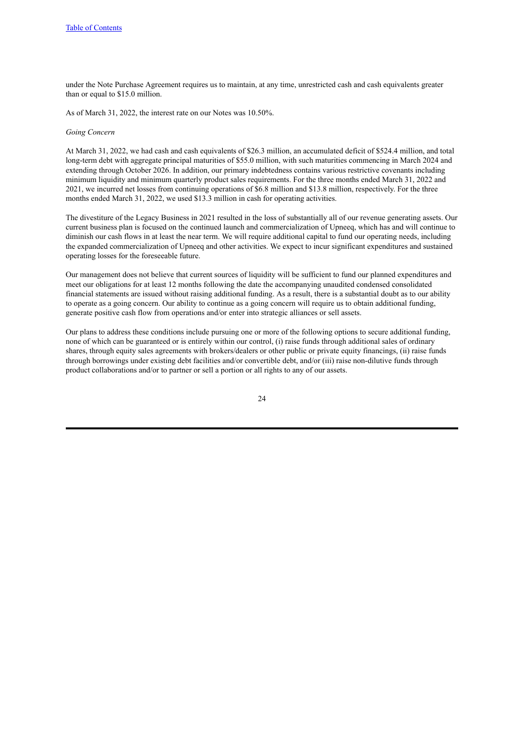under the Note Purchase Agreement requires us to maintain, at any time, unrestricted cash and cash equivalents greater than or equal to $15.0 million.

As of March 31, 2022, the interest rate on our Notes was 10.50%.

*Going Concern*

At March 31, 2022, we had cash and cash equivalents of $26.3 million, an accumulated deficit of $524.4 million, and total long-term debt with aggregate principal maturities of $55.0 million, with such maturities commencing in March 2024 and extending through October 2026. In addition, our primary indebtedness contains various restrictive covenants including minimum liquidity and minimum quarterly product sales requirements. For the three months ended March 31, 2022 and 2021, we incurred net losses from continuing operations of $6.8 million and $13.8 million, respectively. For the three months ended March 31, 2022, we used $13.3 million in cash for operating activities.

The divestiture of the Legacy Business in 2021 resulted in the loss of substantially all of our revenue generating assets. Our current business plan is focused on the continued launch and commercialization of Upneeq, which has and will continue to diminish our cash flows in at least the near term. We will require additional capital to fund our operating needs, including the expanded commercialization of Upneeq and other activities. We expect to incur significant expenditures and sustained operating losses for the foreseeable future.

Our management does not believe that current sources of liquidity will be sufficient to fund our planned expenditures and meet our obligations for at least 12 months following the date the accompanying unaudited condensed consolidated financial statements are issued without raising additional funding. As a result, there is a substantial doubt as to our ability to operate as a going concern. Our ability to continue as a going concern will require us to obtain additional funding, generate positive cash flow from operations and/or enter into strategic alliances or sell assets.

Our plans to address these conditions include pursuing one or more of the following options to secure additional funding, none of which can be guaranteed or is entirely within our control, (i) raise funds through additional sales of ordinary shares, through equity sales agreements with brokers/dealers or other public or private equity financings, (ii) raise funds through borrowings under existing debt facilities and/or convertible debt, and/or (iii) raise non-dilutive funds through product collaborations and/or to partner or sell a portion or all rights to any of our assets.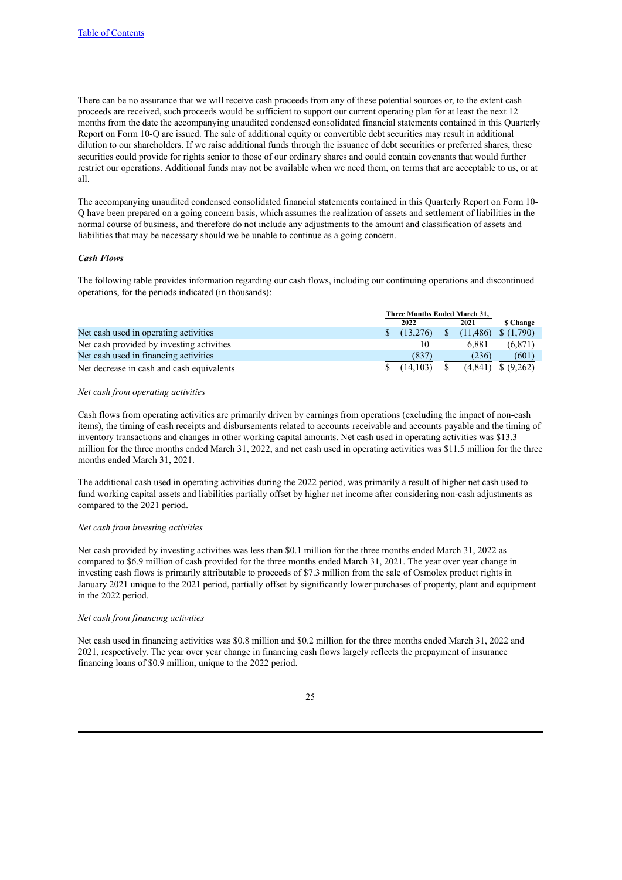There can be no assurance that we will receive cash proceeds from any of these potential sources or, to the extent cash proceeds are received, such proceeds would be sufficient to support our current operating plan for at least the next 12 months from the date the accompanying unaudited condensed consolidated financial statements contained in this Quarterly Report on Form 10-Q are issued. The sale of additional equity or convertible debt securities may result in additional dilution to our shareholders. If we raise additional funds through the issuance of debt securities or preferred shares, these securities could provide for rights senior to those of our ordinary shares and could contain covenants that would further restrict our operations. Additional funds may not be available when we need them, on terms that are acceptable to us, or at all.

The accompanying unaudited condensed consolidated financial statements contained in this Quarterly Report on Form 10-Q have been prepared on a going concern basis, which assumes the realization of assets and settlement of liabilities in the normal course of business, and therefore do not include any adjustments to the amount and classification of assets and liabilities that may be necessary should we be unable to continue as a going concern.

***Cash Flows***

The following table provides information regarding our cash flows, including our continuing operations and discontinued operations, for the periods indicated (in thousands):

| | Three Months Ended March 31, | | |
|---|---|---|---|
| | 2022 | 2021 | $ Change |
| Net cash used in operating activities | $ (13,276) | $ (11,486) | $ (1,790) |
| Net cash provided by investing activities | 10 | 6,881 | (6,871) |
| Net cash used in financing activities | (837) | (236) | (601) |
| Net decrease in cash and cash equivalents | $ (14,103) | $ (4,841) | $ (9,262) |

*Net cash from operating activities*

Cash flows from operating activities are primarily driven by earnings from operations (excluding the impact of non-cash items), the timing of cash receipts and disbursements related to accounts receivable and accounts payable and the timing of inventory transactions and changes in other working capital amounts. Net cash used in operating activities was $13.3 million for the three months ended March 31, 2022, and net cash used in operating activities was $11.5 million for the three months ended March 31, 2021.

The additional cash used in operating activities during the 2022 period, was primarily a result of higher net cash used to fund working capital assets and liabilities partially offset by higher net income after considering non-cash adjustments as compared to the 2021 period.

*Net cash from investing activities*

Net cash provided by investing activities was less than $0.1 million for the three months ended March 31, 2022 as compared to $6.9 million of cash provided for the three months ended March 31, 2021. The year over year change in investing cash flows is primarily attributable to proceeds of $7.3 million from the sale of Osmolex product rights in January 2021 unique to the 2021 period, partially offset by significantly lower purchases of property, plant and equipment in the 2022 period.

*Net cash from financing activities*

Net cash used in financing activities was $0.8 million and $0.2 million for the three months ended March 31, 2022 and 2021, respectively. The year over year change in financing cash flows largely reflects the prepayment of insurance financing loans of $0.9 million, unique to the 2022 period.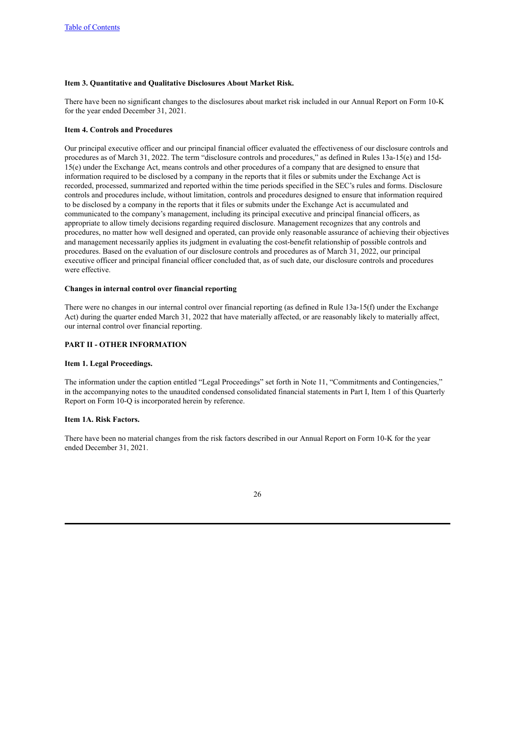**Item 3. Quantitative and Qualitative Disclosures About Market Risk.**

There have been no significant changes to the disclosures about market risk included in our Annual Report on Form 10-K for the year ended December 31, 2021.

**Item 4. Controls and Procedures**

Our principal executive officer and our principal financial officer evaluated the effectiveness of our disclosure controls and procedures as of March 31, 2022. The term "disclosure controls and procedures," as defined in Rules 13a-15(e) and 15d-15(e) under the Exchange Act, means controls and other procedures of a company that are designed to ensure that information required to be disclosed by a company in the reports that it files or submits under the Exchange Act is recorded, processed, summarized and reported within the time periods specified in the SEC's rules and forms. Disclosure controls and procedures include, without limitation, controls and procedures designed to ensure that information required to be disclosed by a company in the reports that it files or submits under the Exchange Act is accumulated and communicated to the company's management, including its principal executive and principal financial officers, as appropriate to allow timely decisions regarding required disclosure. Management recognizes that any controls and procedures, no matter how well designed and operated, can provide only reasonable assurance of achieving their objectives and management necessarily applies its judgment in evaluating the cost-benefit relationship of possible controls and procedures. Based on the evaluation of our disclosure controls and procedures as of March 31, 2022, our principal executive officer and principal financial officer concluded that, as of such date, our disclosure controls and procedures were effective.

**Changes in internal control over financial reporting**

There were no changes in our internal control over financial reporting (as defined in Rule 13a-15(f) under the Exchange Act) during the quarter ended March 31, 2022 that have materially affected, or are reasonably likely to materially affect, our internal control over financial reporting.

**PART II - OTHER INFORMATION**

**Item 1. Legal Proceedings.**

The information under the caption entitled "Legal Proceedings" set forth in Note 11, "Commitments and Contingencies," in the accompanying notes to the unaudited condensed consolidated financial statements in Part I, Item 1 of this Quarterly Report on Form 10-Q is incorporated herein by reference.

**Item 1A. Risk Factors.**

There have been no material changes from the risk factors described in our Annual Report on Form 10-K for the year ended December 31, 2021.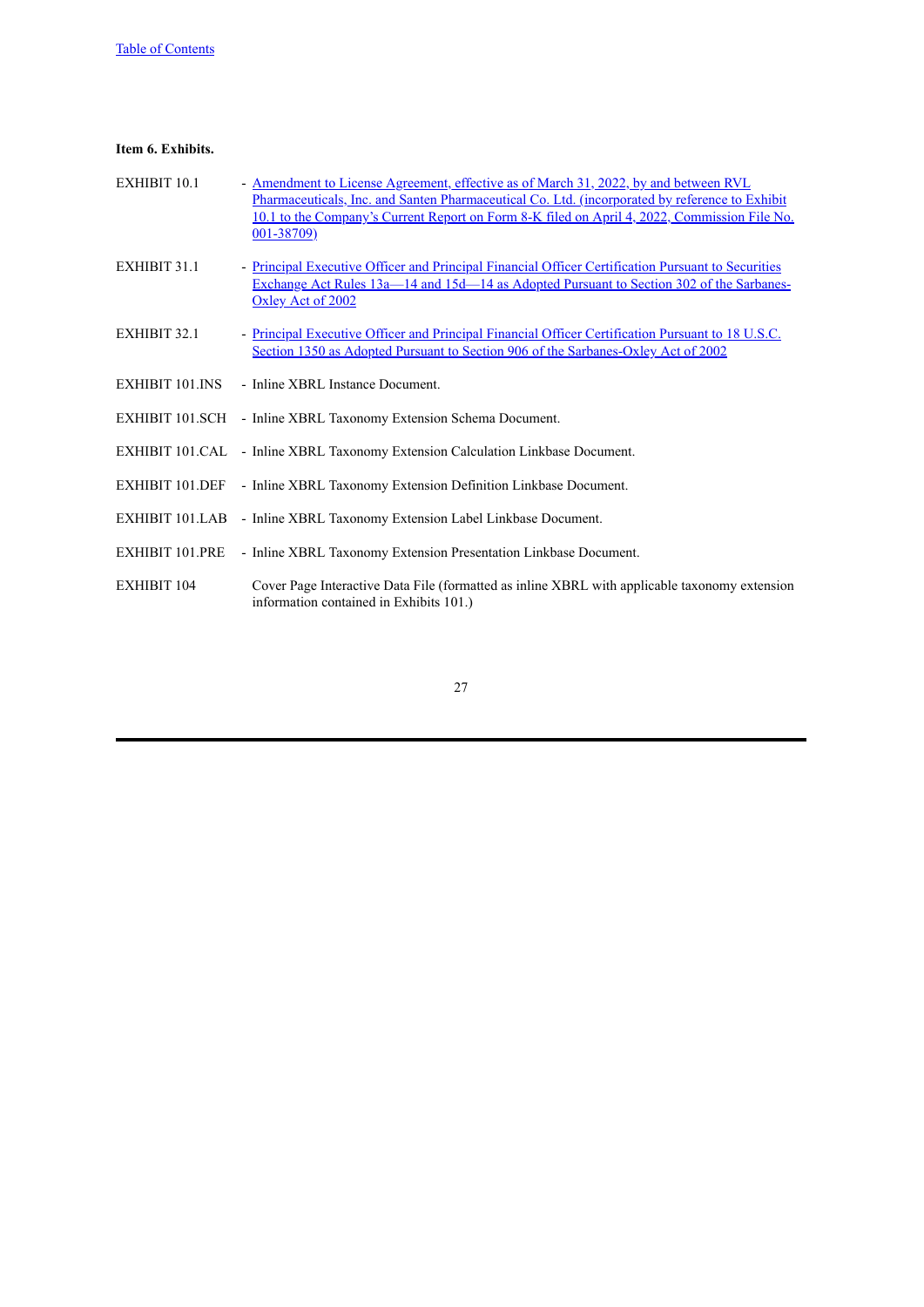**Item 6. Exhibits.**

| | |
|---|---|
| EXHIBIT 10.1 | - Amendment to License Agreement, effective as of March 31, 2022, by and between RVL Pharmaceuticals, Inc. and Santen Pharmaceutical Co. Ltd. (incorporated by reference to Exhibit 10.1 to the Company's Current Report on Form 8-K filed on April 4, 2022, Commission File No. 001-38709) |
| EXHIBIT 31.1 | - Principal Executive Officer and Principal Financial Officer Certification Pursuant to Securities Exchange Act Rules 13a—14 and 15d—14 as Adopted Pursuant to Section 302 of the Sarbanes-Oxley Act of 2002 |
| EXHIBIT 32.1 | - Principal Executive Officer and Principal Financial Officer Certification Pursuant to 18 U.S.C. Section 1350 as Adopted Pursuant to Section 906 of the Sarbanes-Oxley Act of 2002 |
| EXHIBIT 101.INS | - Inline XBRL Instance Document. |
| EXHIBIT 101.SCH | - Inline XBRL Taxonomy Extension Schema Document. |
| EXHIBIT 101.CAL | - Inline XBRL Taxonomy Extension Calculation Linkbase Document. |
| EXHIBIT 101.DEF | - Inline XBRL Taxonomy Extension Definition Linkbase Document. |
| EXHIBIT 101.LAB | - Inline XBRL Taxonomy Extension Label Linkbase Document. |
| EXHIBIT 101.PRE | - Inline XBRL Taxonomy Extension Presentation Linkbase Document. |
| EXHIBIT 104 | Cover Page Interactive Data File (formatted as inline XBRL with applicable taxonomy extension information contained in Exhibits 101.) |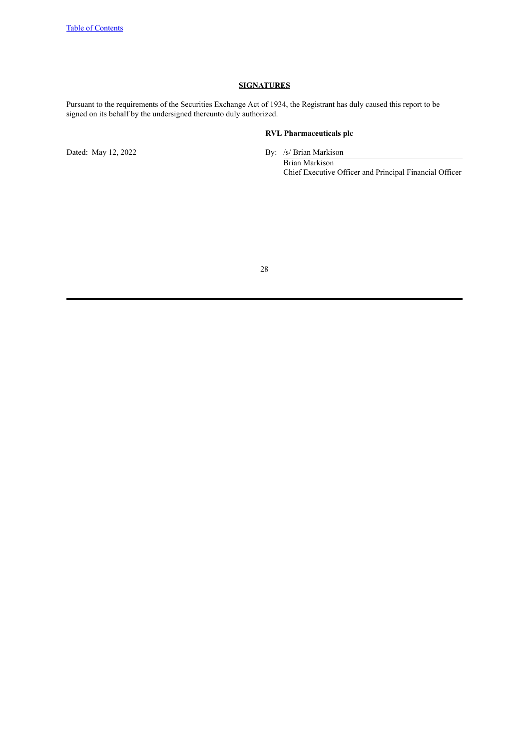## SIGNATURES

Pursuant to the requirements of the Securities Exchange Act of 1934, the Registrant has duly caused this report to be signed on its behalf by the undersigned thereunto duly authorized.

**RVL Pharmaceuticals plc**

Dated: May 12, 2022

By: /s/ Brian Markison
Brian Markison
Chief Executive Officer and Principal Financial Officer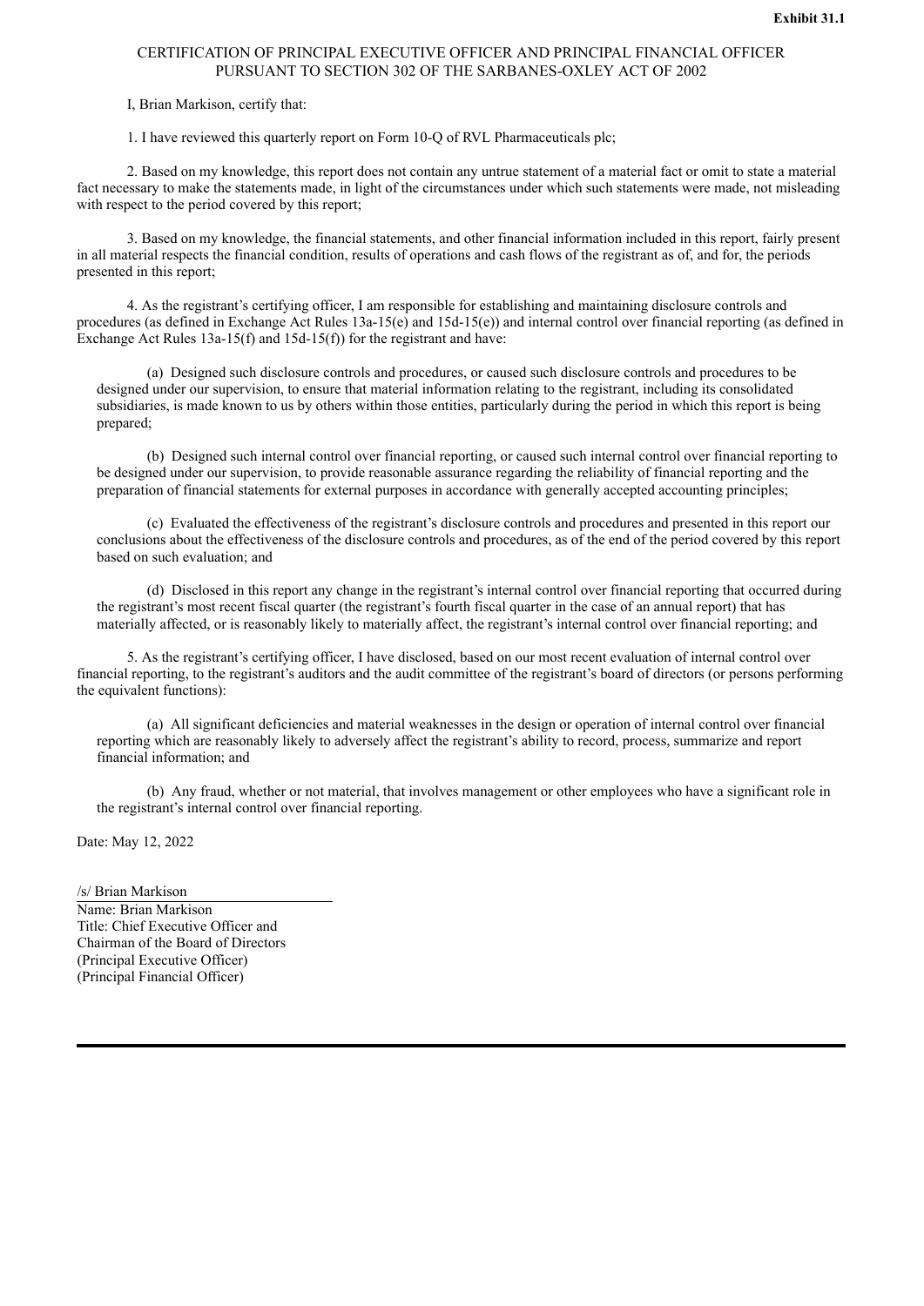**Exhibit 31.1**

CERTIFICATION OF PRINCIPAL EXECUTIVE OFFICER AND PRINCIPAL FINANCIAL OFFICER PURSUANT TO SECTION 302 OF THE SARBANES-OXLEY ACT OF 2002

I, Brian Markison, certify that:

1. I have reviewed this quarterly report on Form 10-Q of RVL Pharmaceuticals plc;

2. Based on my knowledge, this report does not contain any untrue statement of a material fact or omit to state a material fact necessary to make the statements made, in light of the circumstances under which such statements were made, not misleading with respect to the period covered by this report;

3. Based on my knowledge, the financial statements, and other financial information included in this report, fairly present in all material respects the financial condition, results of operations and cash flows of the registrant as of, and for, the periods presented in this report;

4. As the registrant's certifying officer, I am responsible for establishing and maintaining disclosure controls and procedures (as defined in Exchange Act Rules 13a-15(e) and 15d-15(e)) and internal control over financial reporting (as defined in Exchange Act Rules 13a-15(f) and 15d-15(f)) for the registrant and have:

(a) Designed such disclosure controls and procedures, or caused such disclosure controls and procedures to be designed under our supervision, to ensure that material information relating to the registrant, including its consolidated subsidiaries, is made known to us by others within those entities, particularly during the period in which this report is being prepared;

(b) Designed such internal control over financial reporting, or caused such internal control over financial reporting to be designed under our supervision, to provide reasonable assurance regarding the reliability of financial reporting and the preparation of financial statements for external purposes in accordance with generally accepted accounting principles;

(c) Evaluated the effectiveness of the registrant's disclosure controls and procedures and presented in this report our conclusions about the effectiveness of the disclosure controls and procedures, as of the end of the period covered by this report based on such evaluation; and

(d) Disclosed in this report any change in the registrant's internal control over financial reporting that occurred during the registrant's most recent fiscal quarter (the registrant's fourth fiscal quarter in the case of an annual report) that has materially affected, or is reasonably likely to materially affect, the registrant's internal control over financial reporting; and

5. As the registrant's certifying officer, I have disclosed, based on our most recent evaluation of internal control over financial reporting, to the registrant's auditors and the audit committee of the registrant's board of directors (or persons performing the equivalent functions):

(a) All significant deficiencies and material weaknesses in the design or operation of internal control over financial reporting which are reasonably likely to adversely affect the registrant's ability to record, process, summarize and report financial information; and

(b) Any fraud, whether or not material, that involves management or other employees who have a significant role in the registrant's internal control over financial reporting.

Date: May 12, 2022

/s/ Brian Markison

Name: Brian Markison
Title: Chief Executive Officer and
Chairman of the Board of Directors
(Principal Executive Officer)
(Principal Financial Officer)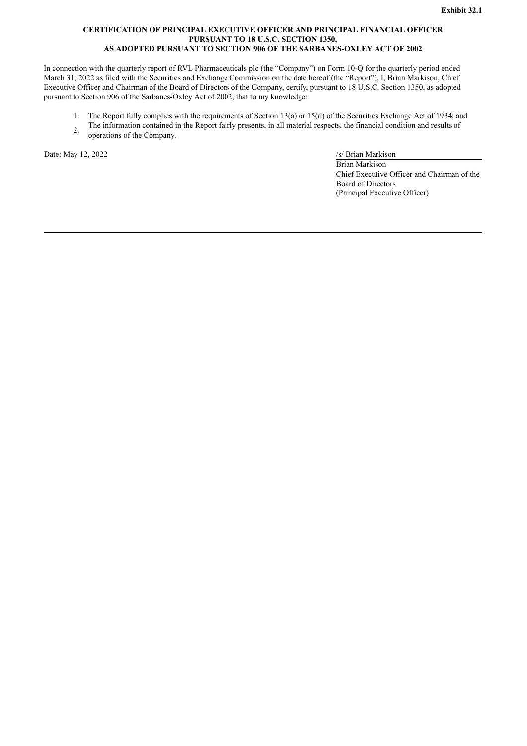**Exhibit 32.1**

**CERTIFICATION OF PRINCIPAL EXECUTIVE OFFICER AND PRINCIPAL FINANCIAL OFFICER PURSUANT TO 18 U.S.C. SECTION 1350, AS ADOPTED PURSUANT TO SECTION 906 OF THE SARBANES-OXLEY ACT OF 2002**

In connection with the quarterly report of RVL Pharmaceuticals plc (the "Company") on Form 10-Q for the quarterly period ended March 31, 2022 as filed with the Securities and Exchange Commission on the date hereof (the "Report"), I, Brian Markison, Chief Executive Officer and Chairman of the Board of Directors of the Company, certify, pursuant to 18 U.S.C. Section 1350, as adopted pursuant to Section 906 of the Sarbanes-Oxley Act of 2002, that to my knowledge:

1. The Report fully complies with the requirements of Section 13(a) or 15(d) of the Securities Exchange Act of 1934; and
2. The information contained in the Report fairly presents, in all material respects, the financial condition and results of operations of the Company.

Date: May 12, 2022

/s/ Brian Markison
Brian Markison
Chief Executive Officer and Chairman of the Board of Directors
(Principal Executive Officer)